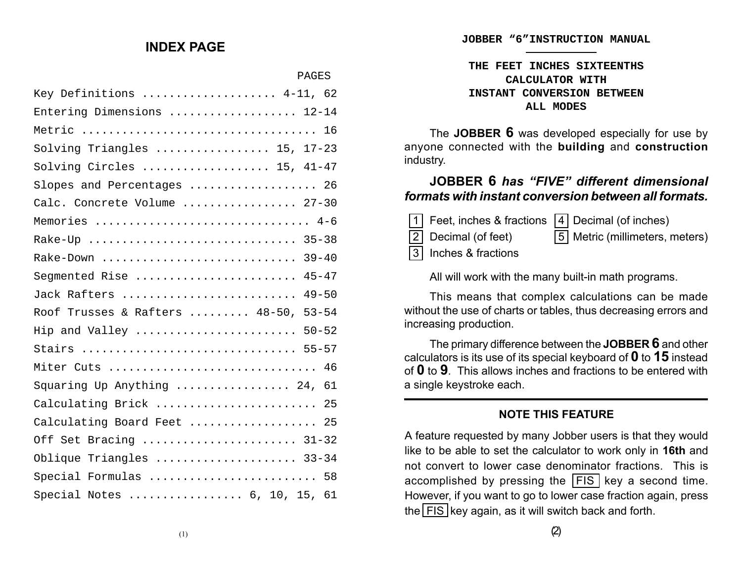# INDEX PAGE

| | PAGES |
|---|---|
| Key Definitions | 4-11, 62 |
| Entering Dimensions | 12-14 |
| Metric | 16 |
| Solving Triangles | 15, 17-23 |
| Solving Circles | 15, 41-47 |
| Slopes and Percentages | 26 |
| Calc. Concrete Volume | 27-30 |
| Memories | 4-6 |
| Rake-Up | 35-38 |
| Rake-Down | 39-40 |
| Segmented Rise | 45-47 |
| Jack Rafters | 49-50 |
| Roof Trusses & Rafters | 48-50, 53-54 |
| Hip and Valley | 50-52 |
| Stairs | 55-57 |
| Miter Cuts | 46 |
| Squaring Up Anything | 24, 61 |
| Calculating Brick | 25 |
| Calculating Board Feet | 25 |
| Off Set Bracing | 31-32 |
| Oblique Triangles | 33-34 |
| Special Formulas | 58 |
| Special Notes | 6, 10, 15, 61 |

## JOBBER "6" INSTRUCTION MANUAL

### THE FEET INCHES SIXTEENTHS CALCULATOR WITH INSTANT CONVERSION BETWEEN ALL MODES

The **JOBBER 6** was developed especially for use by anyone connected with the **building** and **construction** industry.

### JOBBER 6 *has "FIVE" different dimensional formats with instant conversion between all formats.*

1. Feet, inches & fractions
2. Decimal (of feet)
3. Inches & fractions
4. Decimal (of inches)
5. Metric (millimeters, meters)

All will work with the many built-in math programs.

This means that complex calculations can be made without the use of charts or tables, thus decreasing errors and increasing production.

The primary difference between the **JOBBER 6** and other calculators is its use of its special keyboard of **0** to **15** instead of **0** to **9**. This allows inches and fractions to be entered with a single keystroke each.

---

### NOTE THIS FEATURE

A feature requested by many Jobber users is that they would like to be able to set the calculator to work only in **16th** and not convert to lower case denominator fractions. This is accomplished by pressing the [FIS] key a second time. However, if you want to go to lower case fraction again, press the [FIS] key again, as it will switch back and forth.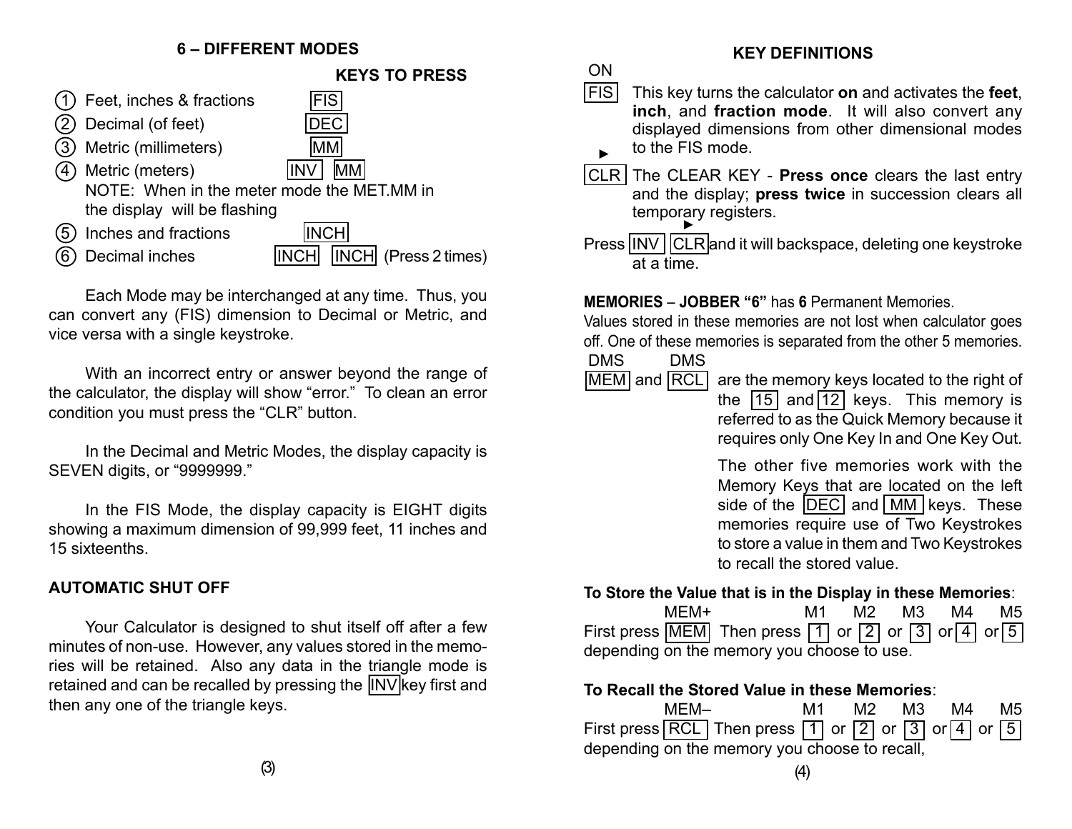## 6 – DIFFERENT MODES

| | | KEYS TO PRESS |
|---|---|---|
| ① | Feet, inches & fractions | FIS |
| ② | Decimal (of feet) | DEC |
| ③ | Metric (millimeters) | MM |
| ④ | Metric (meters) | INV MM |
| | NOTE: When in the meter mode the MET.MM in the display will be flashing | |
| ⑤ | Inches and fractions | INCH |
| ⑥ | Decimal inches | INCH INCH (Press 2 times) |

Each Mode may be interchanged at any time. Thus, you can convert any (FIS) dimension to Decimal or Metric, and vice versa with a single keystroke.

With an incorrect entry or answer beyond the range of the calculator, the display will show "error." To clean an error condition you must press the "CLR" button.

In the Decimal and Metric Modes, the display capacity is SEVEN digits, or "9999999."

In the FIS Mode, the display capacity is EIGHT digits showing a maximum dimension of 99,999 feet, 11 inches and 15 sixteenths.

### AUTOMATIC SHUT OFF

Your Calculator is designed to shut itself off after a few minutes of non-use. However, any values stored in the memories will be retained. Also any data in the triangle mode is retained and can be recalled by pressing the INV key first and then any one of the triangle keys.

## KEY DEFINITIONS

ON
FIS — This key turns the calculator **on** and activates the **feet**, **inch**, and **fraction mode**. It will also convert any displayed dimensions from other dimensional modes to the FIS mode.

►
CLR — The CLEAR KEY - **Press once** clears the last entry and the display; **press twice** in succession clears all temporary registers.

Press INV ►CLR and it will backspace, deleting one keystroke at a time.

**MEMORIES** – **JOBBER "6"** has **6** Permanent Memories.
Values stored in these memories are not lost when calculator goes off. One of these memories is separated from the other 5 memories.

DMS MEM and DMS RCL are the memory keys located to the right of the 15 and 12 keys. This memory is referred to as the Quick Memory because it requires only One Key In and One Key Out.

The other five memories work with the Memory Keys that are located on the left side of the DEC and MM keys. These memories require use of Two Keystrokes to store a value in them and Two Keystrokes to recall the stored value.

**To Store the Value that is in the Display in these Memories**:
First press MEM (MEM+) Then press 1 (M1) or 2 (M2) or 3 (M3) or 4 (M4) or 5 (M5) depending on the memory you choose to use.

**To Recall the Stored Value in these Memories**:
First press RCL (MEM–) Then press 1 (M1) or 2 (M2) or 3 (M3) or 4 (M4) or 5 (M5) depending on the memory you choose to recall,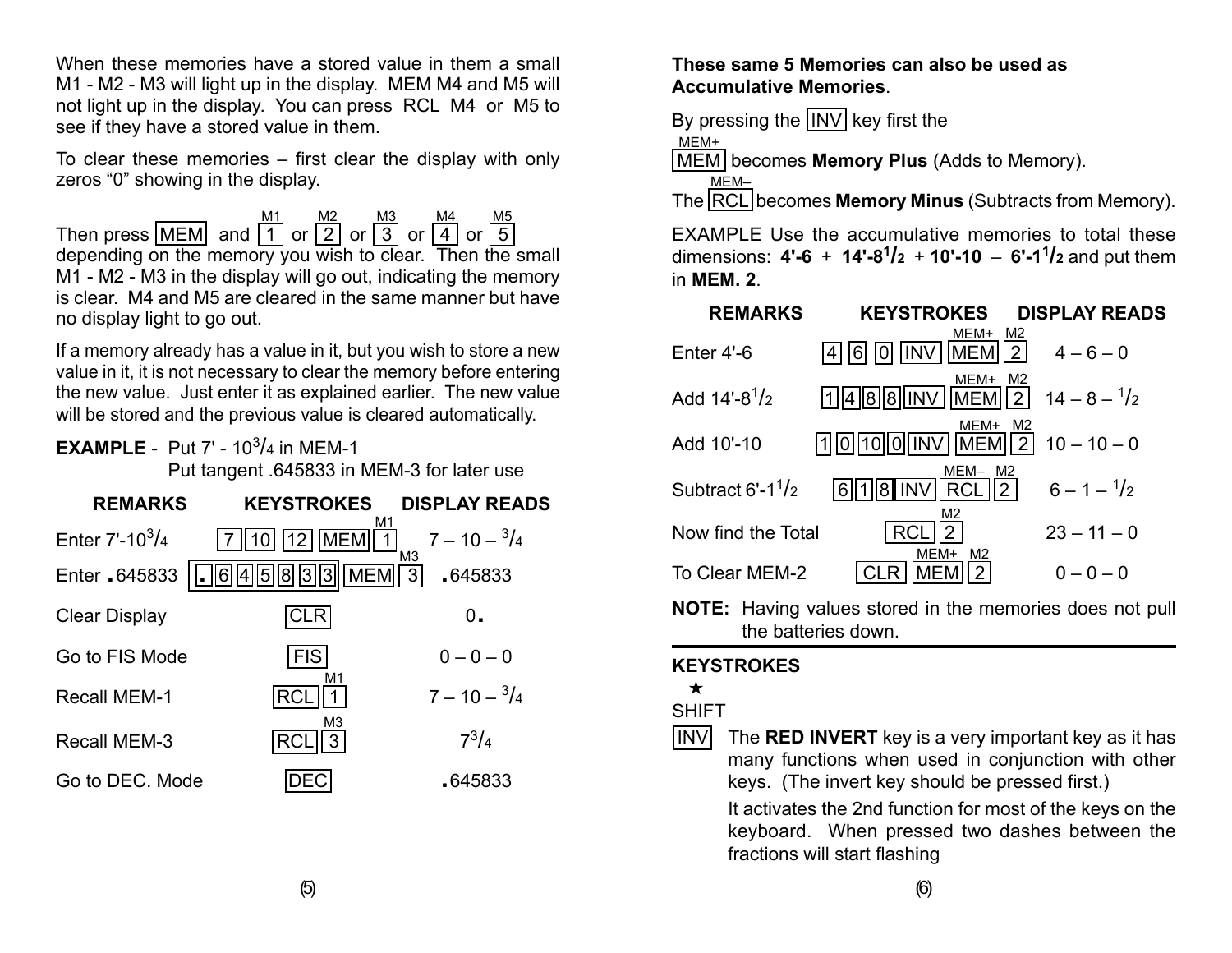When these memories have a stored value in them a small M1 - M2 - M3 will light up in the display. MEM M4 and M5 will not light up in the display. You can press RCL M4 or M5 to see if they have a stored value in them.

To clear these memories – first clear the display with only zeros "0" showing in the display.

Then press [MEM] and [1] (M1) or [2] (M2) or [3] (M3) or [4] (M4) or [5] (M5) depending on the memory you wish to clear. Then the small M1 - M2 - M3 in the display will go out, indicating the memory is clear. M4 and M5 are cleared in the same manner but have no display light to go out.

If a memory already has a value in it, but you wish to store a new value in it, it is not necessary to clear the memory before entering the new value. Just enter it as explained earlier. The new value will be stored and the previous value is cleared automatically.

**EXAMPLE** - Put 7' - 10 3/4 in MEM-1
Put tangent .645833 in MEM-3 for later use

| REMARKS | KEYSTROKES | DISPLAY READS |
|---|---|---|
| Enter 7'-10 3/4 | [7] [10] [12] [MEM] [1] (M1) | 7 – 10 – 3/4 |
| Enter .645833 | [.] [6] [4] [5] [8] [3] [3] [MEM] [3] (M3) | .645833 |
| Clear Display | [CLR] | 0. |
| Go to FIS Mode | [FIS] | 0 – 0 – 0 |
| Recall MEM-1 | [RCL] [1] (M1) | 7 – 10 – 3/4 |
| Recall MEM-3 | [RCL] [3] (M3) | 7 3/4 |
| Go to DEC. Mode | [DEC] | .645833 |

**These same 5 Memories can also be used as Accumulative Memories**.

By pressing the [INV] key first the
[MEM] (MEM+) becomes **Memory Plus** (Adds to Memory).
The [RCL] (MEM–) becomes **Memory Minus** (Subtracts from Memory).

EXAMPLE Use the accumulative memories to total these dimensions: **4'-6** + **14'-8 1/2** + **10'-10** – **6'-1 1/2** and put them in **MEM. 2**.

| REMARKS | KEYSTROKES | DISPLAY READS |
|---|---|---|
| Enter 4'-6 | [4] [6] [0] [INV] [MEM] (MEM+) [2] (M2) | 4 – 6 – 0 |
| Add 14'-8 1/2 | [1] [4] [8] [8] [INV] [MEM] (MEM+) [2] (M2) | 14 – 8 – 1/2 |
| Add 10'-10 | [1] [0] [10] [0] [INV] [MEM] (MEM+) [2] (M2) | 10 – 10 – 0 |
| Subtract 6'-1 1/2 | [6] [1] [8] [INV] [RCL] (MEM–) [2] (M2) | 6 – 1 – 1/2 |
| Now find the Total | [RCL] [2] (M2) | 23 – 11 – 0 |
| To Clear MEM-2 | [CLR] [MEM] (MEM+) [2] (M2) | 0 – 0 – 0 |

**NOTE:** Having values stored in the memories does not pull the batteries down.

---

**KEYSTROKES**

★
SHIFT

[INV] The **RED INVERT** key is a very important key as it has many functions when used in conjunction with other keys. (The invert key should be pressed first.)

It activates the 2nd function for most of the keys on the keyboard. When pressed two dashes between the fractions will start flashing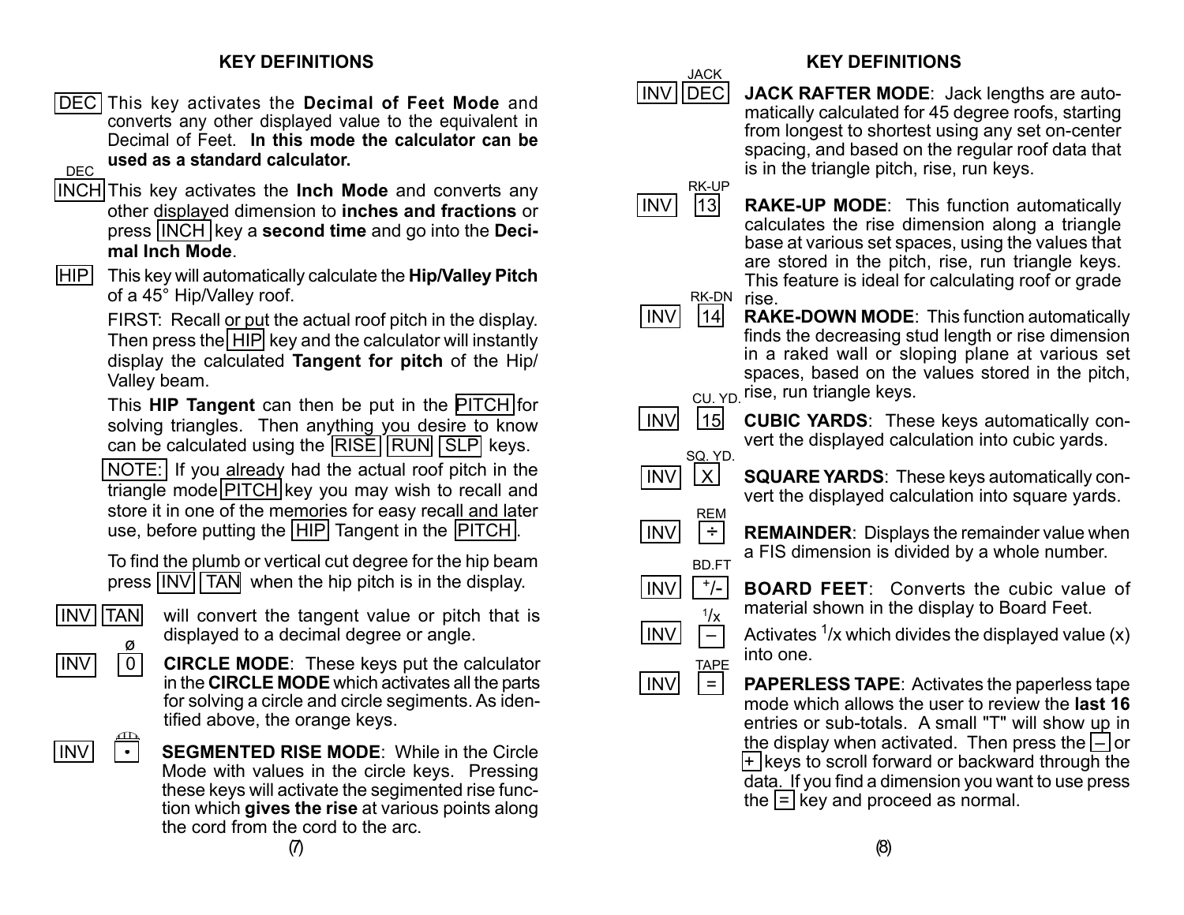## KEY DEFINITIONS

**DEC** This key activates the **Decimal of Feet Mode** and converts any other displayed value to the equivalent in Decimal of Feet. **In this mode the calculator can be used as a standard calculator.**

**INCH** (DEC) This key activates the **Inch Mode** and converts any other displayed dimension to **inches and fractions** or press INCH key a **second time** and go into the **Decimal Inch Mode**.

**HIP** This key will automatically calculate the **Hip/Valley Pitch** of a 45° Hip/Valley roof.

FIRST: Recall or put the actual roof pitch in the display. Then press the HIP key and the calculator will instantly display the calculated **Tangent for pitch** of the Hip/Valley beam.

This **HIP Tangent** can then be put in the PITCH for solving triangles. Then anything you desire to know can be calculated using the RISE RUN SLP keys.

NOTE: If you already had the actual roof pitch in the triangle mode PITCH key you may wish to recall and store it in one of the memories for easy recall and later use, before putting the HIP Tangent in the PITCH.

To find the plumb or vertical cut degree for the hip beam press INV TAN when the hip pitch is in the display.

**INV TAN** will convert the tangent value or pitch that is displayed to a decimal degree or angle.

**INV 0** (ø) **CIRCLE MODE**: These keys put the calculator in the **CIRCLE MODE** which activates all the parts for solving a circle and circle segiments. As identified above, the orange keys.

**INV •** **SEGMENTED RISE MODE**: While in the Circle Mode with values in the circle keys. Pressing these keys will activate the segmented rise function which **gives the rise** at various points along the cord from the cord to the arc.

## KEY DEFINITIONS

**INV DEC** (JACK) **JACK RAFTER MODE**: Jack lengths are automatically calculated for 45 degree roofs, starting from longest to shortest using any set on-center spacing, and based on the regular roof data that is in the triangle pitch, rise, run keys.

**INV 13** (RK-UP) **RAKE-UP MODE**: This function automatically calculates the rise dimension along a triangle base at various set spaces, using the values that are stored in the pitch, rise, run triangle keys. This feature is ideal for calculating roof or grade rise.

**INV 14** (RK-DN) **RAKE-DOWN MODE**: This function automatically finds the decreasing stud length or rise dimension in a raked wall or sloping plane at various set spaces, based on the values stored in the pitch, rise, run triangle keys.

**INV 15** (CU. YD.) **CUBIC YARDS**: These keys automatically convert the displayed calculation into cubic yards.

**INV X** (SQ. YD.) **SQUARE YARDS**: These keys automatically convert the displayed calculation into square yards.

**INV ÷** (REM) **REMAINDER**: Displays the remainder value when a FIS dimension is divided by a whole number.

**INV +/-** (BD.FT) **BOARD FEET**: Converts the cubic value of material shown in the display to Board Feet.

**INV –** ($^1/x$) Activates $^1/x$ which divides the displayed value (x) into one.

**INV =** (TAPE) **PAPERLESS TAPE**: Activates the paperless tape mode which allows the user to review the **last 16** entries or sub-totals. A small "T" will show up in the display when activated. Then press the – or + keys to scroll forward or backward through the data. If you find a dimension you want to use press the = key and proceed as normal.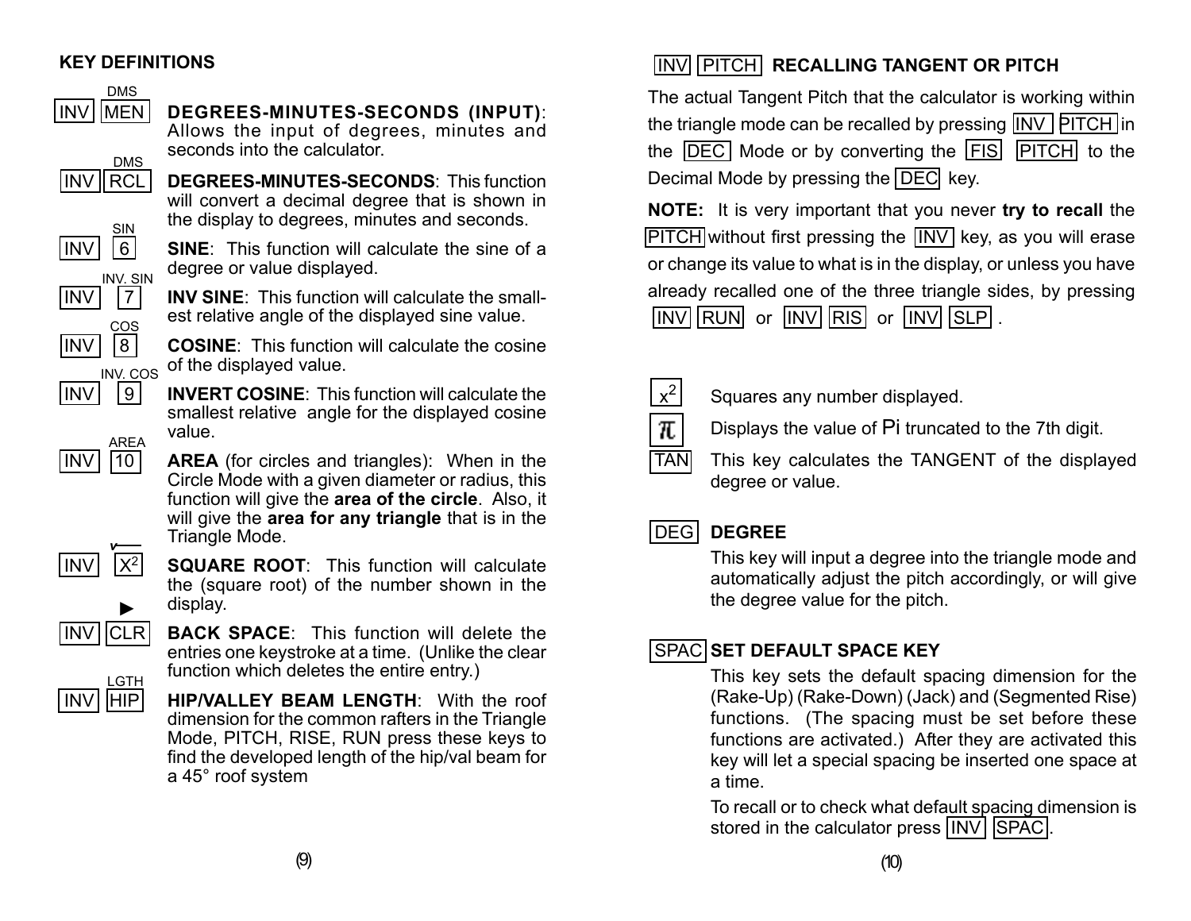## KEY DEFINITIONS

**INV MEN** (DMS) — **DEGREES-MINUTES-SECONDS (INPUT)**: Allows the input of degrees, minutes and seconds into the calculator.

**INV RCL** (DMS) — **DEGREES-MINUTES-SECONDS**: This function will convert a decimal degree that is shown in the display to degrees, minutes and seconds.

**INV 6** (SIN) — **SINE**: This function will calculate the sine of a degree or value displayed.

**INV 7** (INV. SIN) — **INV SINE**: This function will calculate the smallest relative angle of the displayed sine value.

**INV 8** (COS) — **COSINE**: This function will calculate the cosine of the displayed value.

**INV 9** (INV. COS) — **INVERT COSINE**: This function will calculate the smallest relative angle for the displayed cosine value.

**INV 10** (AREA) — **AREA** (for circles and triangles): When in the Circle Mode with a given diameter or radius, this function will give the **area of the circle**. Also, it will give the **area for any triangle** that is in the Triangle Mode.

**INV $X^2$** (√) — **SQUARE ROOT**: This function will calculate the (square root) of the number shown in the display.

**INV CLR** (▶) — **BACK SPACE**: This function will delete the entries one keystroke at a time. (Unlike the clear function which deletes the entire entry.)

**INV HIP** (LGTH) — **HIP/VALLEY BEAM LENGTH**: With the roof dimension for the common rafters in the Triangle Mode, PITCH, RISE, RUN press these keys to find the developed length of the hip/val beam for a 45° roof system

## INV PITCH RECALLING TANGENT OR PITCH

The actual Tangent Pitch that the calculator is working within the triangle mode can be recalled by pressing INV PITCH in the DEC Mode or by converting the FIS PITCH to the Decimal Mode by pressing the DEC key.

**NOTE:** It is very important that you never **try to recall** the PITCH without first pressing the INV key, as you will erase or change its value to what is in the display, or unless you have already recalled one of the three triangle sides, by pressing INV RUN or INV RIS or INV SLP .

**$x^2$** — Squares any number displayed.

**π** — Displays the value of Pi truncated to the 7th digit.

**TAN** — This key calculates the TANGENT of the displayed degree or value.

**DEG** — **DEGREE**

This key will input a degree into the triangle mode and automatically adjust the pitch accordingly, or will give the degree value for the pitch.

**SPAC** — **SET DEFAULT SPACE KEY**

This key sets the default spacing dimension for the (Rake-Up) (Rake-Down) (Jack) and (Segmented Rise) functions. (The spacing must be set before these functions are activated.) After they are activated this key will let a special spacing be inserted one space at a time.

To recall or to check what default spacing dimension is stored in the calculator press INV SPAC.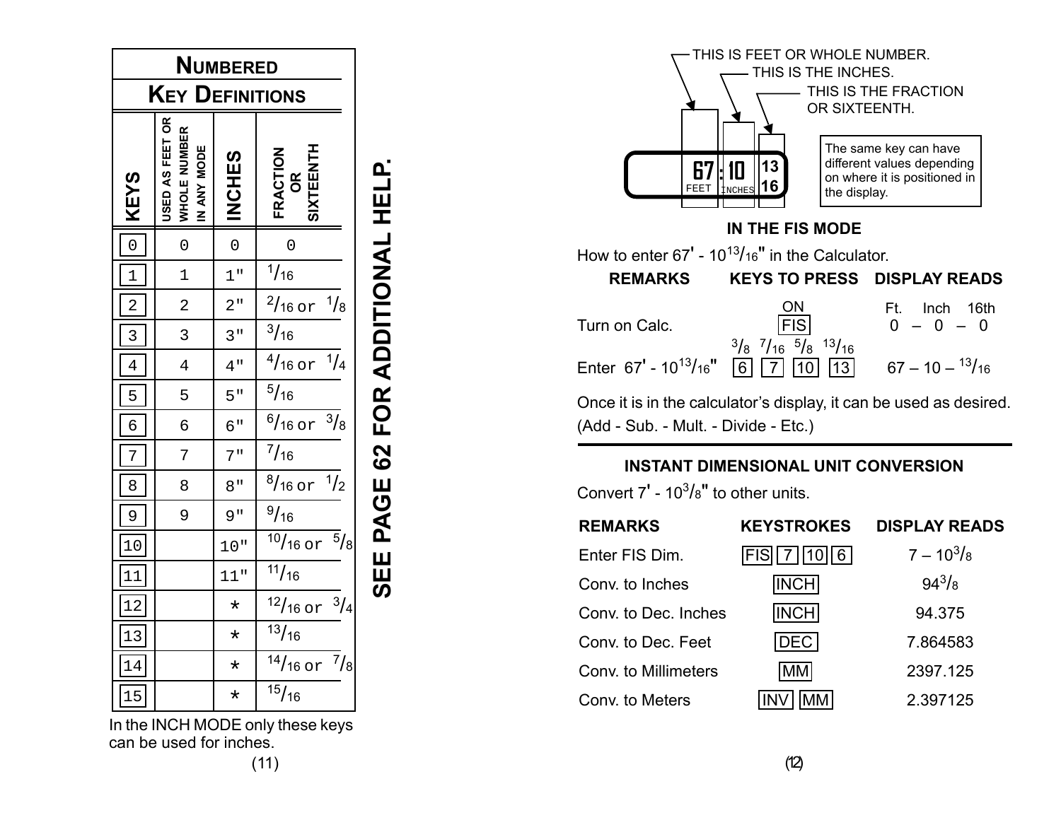## NUMBERED KEY DEFINITIONS

| KEYS | USED AS FEET OR WHOLE NUMBER IN ANY MODE | INCHES | FRACTION OR SIXTEENTH |
|---|---|---|---|
| 0 | 0 | 0 | 0 |
| 1 | 1 | 1" | 1/16 |
| 2 | 2 | 2" | 2/16 or 1/8 |
| 3 | 3 | 3" | 3/16 |
| 4 | 4 | 4" | 4/16 or 1/4 |
| 5 | 5 | 5" | 5/16 |
| 6 | 6 | 6" | 6/16 or 3/8 |
| 7 | 7 | 7" | 7/16 |
| 8 | 8 | 8" | 8/16 or 1/2 |
| 9 | 9 | 9" | 9/16 |
| 10 | | 10" | 10/16 or 5/8 |
| 11 | | 11" | 11/16 |
| 12 | | * | 12/16 or 3/4 |
| 13 | | * | 13/16 |
| 14 | | * | 14/16 or 7/8 |
| 15 | | * | 15/16 |

In the INCH MODE only these keys can be used for inches.

**SEE PAGE 62 FOR ADDITIONAL HELP.**

THIS IS FEET OR WHOLE NUMBER.
THIS IS THE INCHES.
THIS IS THE FRACTION OR SIXTEENTH.

67 : 10 13/16 (FEET, INCHES)

The same key can have different values depending on where it is positioned in the display.

### IN THE FIS MODE

How to enter 67' - 10 13/16" in the Calculator.

| REMARKS | KEYS TO PRESS | DISPLAY READS |
|---|---|---|
| Turn on Calc. | ON [FIS] | Ft. Inch 16th<br>0 – 0 – 0 |
| Enter 67' - 10 13/16" | [6] [7] [10] [13] (3/8, 7/16, 5/8, 13/16) | 67 – 10 – 13/16 |

Once it is in the calculator's display, it can be used as desired. (Add - Sub. - Mult. - Divide - Etc.)

### INSTANT DIMENSIONAL UNIT CONVERSION

Convert 7' - 10 3/8" to other units.

| REMARKS | KEYSTROKES | DISPLAY READS |
|---|---|---|
| Enter FIS Dim. | [FIS] [7] [10] [6] | 7 – 10 3/8 |
| Conv. to Inches | [INCH] | 94 3/8 |
| Conv. to Dec. Inches | [INCH] | 94.375 |
| Conv. to Dec. Feet | [DEC] | 7.864583 |
| Conv. to Millimeters | [MM] | 2397.125 |
| Conv. to Meters | [INV] [MM] | 2.397125 |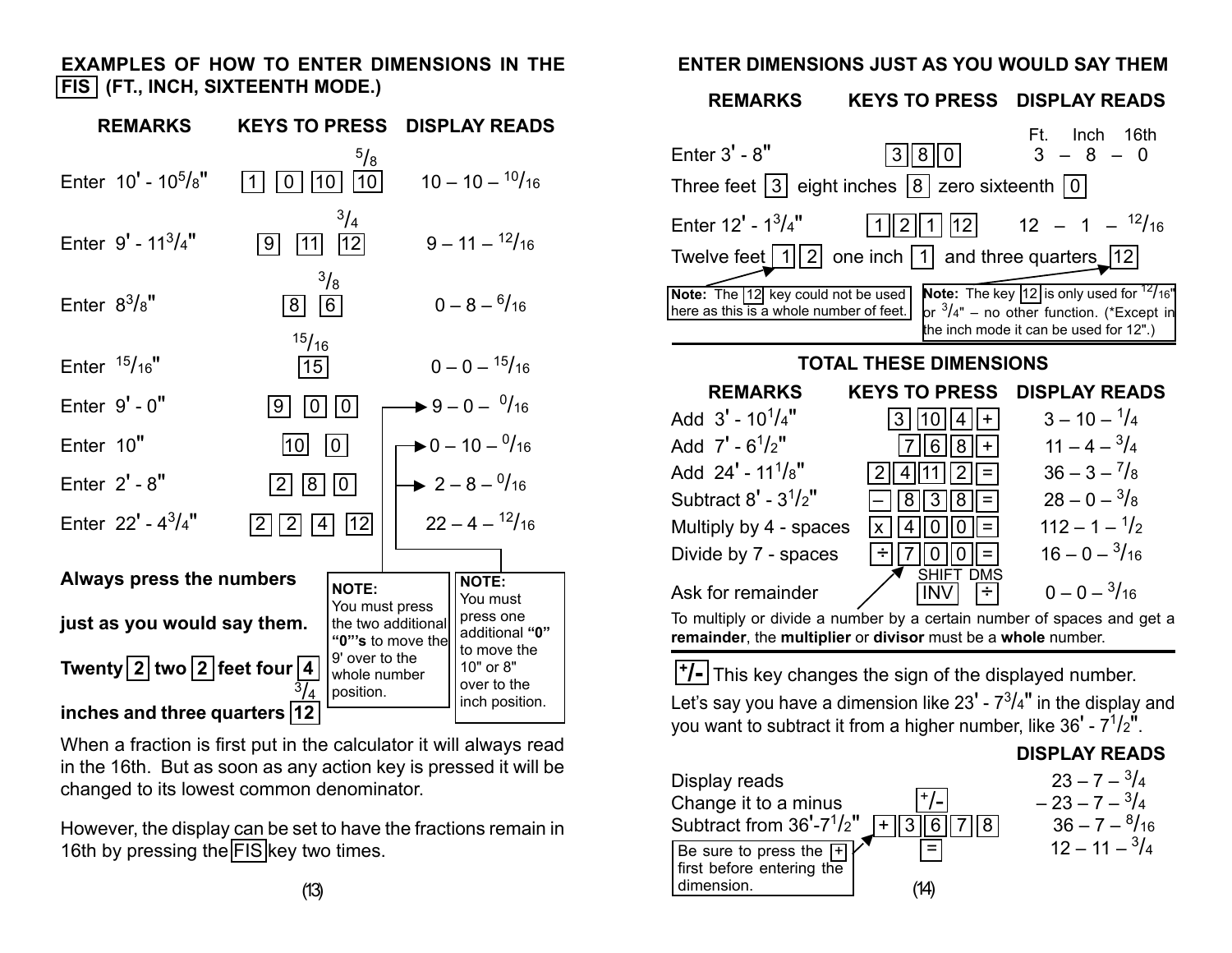## EXAMPLES OF HOW TO ENTER DIMENSIONS IN THE FIS (FT., INCH, SIXTEENTH MODE.)

| REMARKS | KEYS TO PRESS | DISPLAY READS |
|---|---|---|
| Enter 10' - $10^5/_8$" | [1] [0] [10] [10] ($^5/_8$) | 10 – 10 – $^{10}/_{16}$ |
| Enter 9' - $11^3/_4$" | [9] [11] [12] ($^3/_4$) | 9 – 11 – $^{12}/_{16}$ |
| Enter $8^3/_8$" | [8] [6] ($^3/_8$) | 0 – 8 – $^6/_{16}$ |
| Enter $^{15}/_{16}$" | [15] ($^{15}/_{16}$) | 0 – 0 – $^{15}/_{16}$ |
| Enter 9' - 0" | [9] [0] [0] | 9 – 0 – $^0/_{16}$ |
| Enter 10" | [10] [0] | 0 – 10 – $^0/_{16}$ |
| Enter 2' - 8" | [2] [8] [0] | 2 – 8 – $^0/_{16}$ |
| Enter 22' - $4^3/_4$" | [2] [2] [4] [12] | 22 – 4 – $^{12}/_{16}$ |

**NOTE:** You must press the two additional **"0"'s** to move the 9' over to the whole number position.

**NOTE:** You must press one additional **"0"** to move the 10" or 8" over to the inch position.

**Always press the numbers just as you would say them.**

**Twenty [2] two [2] feet four [4] inches and three quarters [12]** ($^3/_4$)

When a fraction is first put in the calculator it will always read in the 16th. But as soon as any action key is pressed it will be changed to its lowest common denominator.

However, the display can be set to have the fractions remain in 16th by pressing the [FIS] key two times.

## ENTER DIMENSIONS JUST AS YOU WOULD SAY THEM

| REMARKS | KEYS TO PRESS | DISPLAY READS (Ft. – Inch – 16th) |
|---|---|---|
| Enter 3' - 8" | [3] [8] [0] | 3 – 8 – 0 |
| Enter 12' - $1^3/_4$" | [1] [2] [1] [12] | 12 – 1 – $^{12}/_{16}$ |

Three feet [3] eight inches [8] zero sixteenth [0]

Twelve feet [1] [2] one inch [1] and three quarters [12]

**Note:** The [12] key could not be used here as this is a whole number of feet.

**Note:** The key [12] is only used for $^{12}/_{16}$" or $^3/_4$" – no other function. (*Except in the inch mode it can be used for 12".)

### TOTAL THESE DIMENSIONS

| REMARKS | KEYS TO PRESS | DISPLAY READS |
|---|---|---|
| Add 3' - $10^1/_4$" | [3] [10] [4] [+] | 3 – 10 – $^1/_4$ |
| Add 7' - $6^1/_2$" | [7] [6] [8] [+] | 11 – 4 – $^3/_4$ |
| Add 24' - $11^1/_8$" | [2] [4] [11] [2] [=] | 36 – 3 – $^7/_8$ |
| Subtract 8' - $3^1/_2$" | [–] [8] [3] [8] [=] | 28 – 0 – $^3/_8$ |
| Multiply by 4 - spaces | [x] [4] [0] [0] [=] | 112 – 1 – $^1/_2$ |
| Divide by 7 - spaces | [÷] [7] [0] [0] [=] | 16 – 0 – $^3/_{16}$ |
| Ask for remainder | [INV] (SHIFT) [÷] (DMS) | 0 – 0 – $^3/_{16}$ |

To multiply or divide a number by a certain number of spaces and get a **remainder**, the **multiplier** or **divisor** must be a **whole** number.

**[+/-]** This key changes the sign of the displayed number.

Let's say you have a dimension like 23' - $7^3/_4$" in the display and you want to subtract it from a higher number, like 36' - $7^1/_2$".

| | KEYS TO PRESS | DISPLAY READS |
|---|---|---|
| Display reads | | 23 – 7 – $^3/_4$ |
| Change it to a minus | [+/-] | – 23 – 7 – $^3/_4$ |
| Subtract from 36'-$7^1/_2$" | [+] [3] [6] [7] [8] | 36 – 7 – $^8/_{16}$ |
| | [=] | 12 – 11 – $^3/_4$ |

Be sure to press the [+] first before entering the dimension.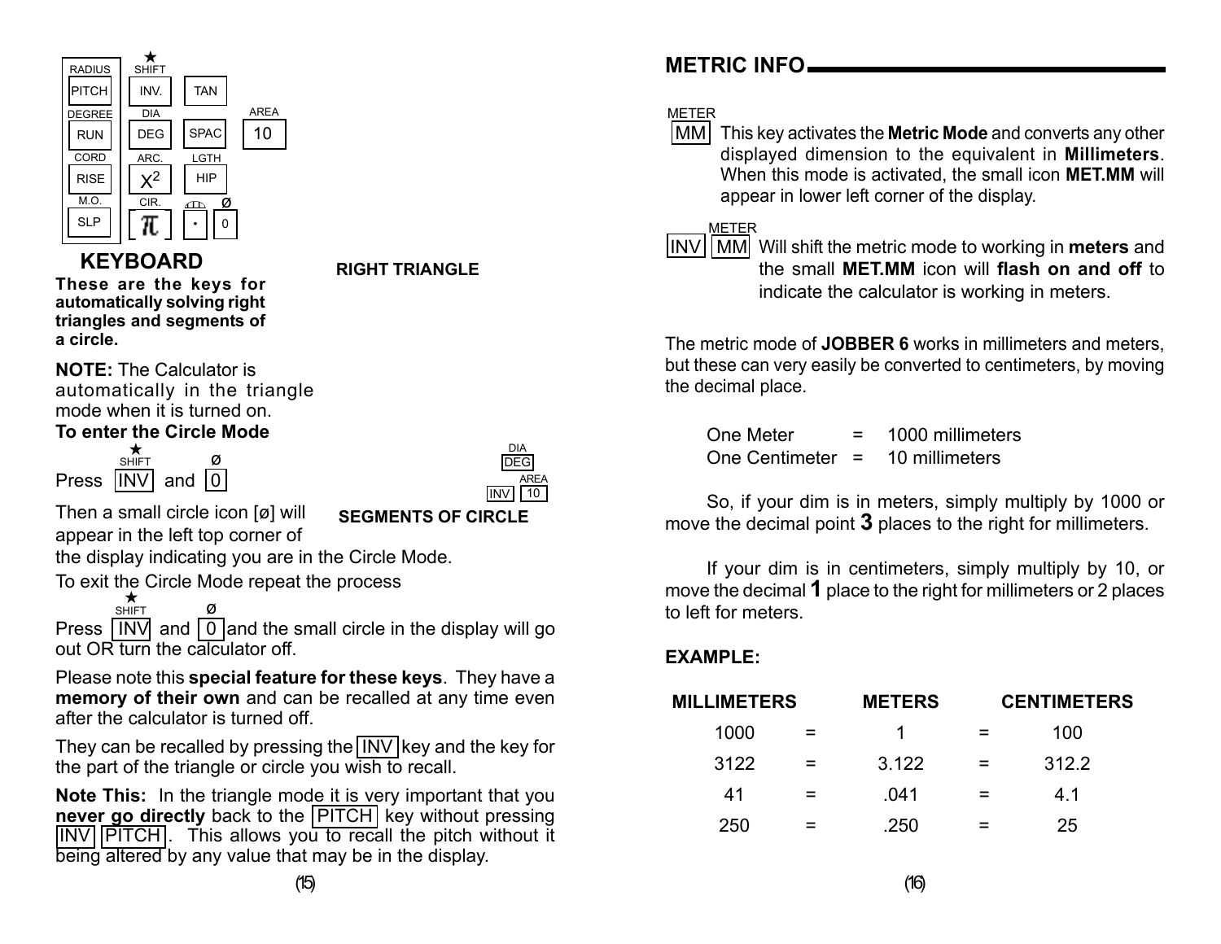| RADIUS | ★ SHIFT | | |
|---|---|---|---|
| PITCH | INV. | TAN | |
| DEGREE | DIA | | AREA |
| RUN | DEG | SPAC | 10 |
| CORD | ARC. | LGTH | |
| RISE | $X^2$ | HIP | |
| M.O. | CIR. | | Ø |
| SLP | π | • | 0 |

## KEYBOARD

**RIGHT TRIANGLE**

**These are the keys for automatically solving right triangles and segments of a circle.**

**NOTE:** The Calculator is automatically in the triangle mode when it is turned on.

**To enter the Circle Mode**

Press [INV] (★ SHIFT) and [0] (Ø)

DIA [DEG]
[INV] AREA [10]

**SEGMENTS OF CIRCLE**

Then a small circle icon [ø] will appear in the left top corner of the display indicating you are in the Circle Mode.

To exit the Circle Mode repeat the process

Press [INV] (★ SHIFT) and [0] (Ø) and the small circle in the display will go out OR turn the calculator off.

Please note this **special feature for these keys**. They have a **memory of their own** and can be recalled at any time even after the calculator is turned off.

They can be recalled by pressing the [INV] key and the key for the part of the triangle or circle you wish to recall.

**Note This:** In the triangle mode it is very important that you **never go directly** back to the [PITCH] key without pressing [INV] [PITCH]. This allows you to recall the pitch without it being altered by any value that may be in the display.

## METRIC INFO

METER [MM] This key activates the **Metric Mode** and converts any other displayed dimension to the equivalent in **Millimeters**. When this mode is activated, the small icon **MET.MM** will appear in lower left corner of the display.

[INV] METER [MM] Will shift the metric mode to working in **meters** and the small **MET.MM** icon will **flash on and off** to indicate the calculator is working in meters.

The metric mode of **JOBBER 6** works in millimeters and meters, but these can very easily be converted to centimeters, by moving the decimal place.

One Meter = 1000 millimeters
One Centimeter = 10 millimeters

So, if your dim is in meters, simply multiply by 1000 or move the decimal point **3** places to the right for millimeters.

If your dim is in centimeters, simply multiply by 10, or move the decimal **1** place to the right for millimeters or 2 places to left for meters.

**EXAMPLE:**

| MILLIMETERS | | METERS | | CENTIMETERS |
|---|---|---|---|---|
| 1000 | = | 1 | = | 100 |
| 3122 | = | 3.122 | = | 312.2 |
| 41 | = | .041 | = | 4.1 |
| 250 | = | .250 | = | 25 |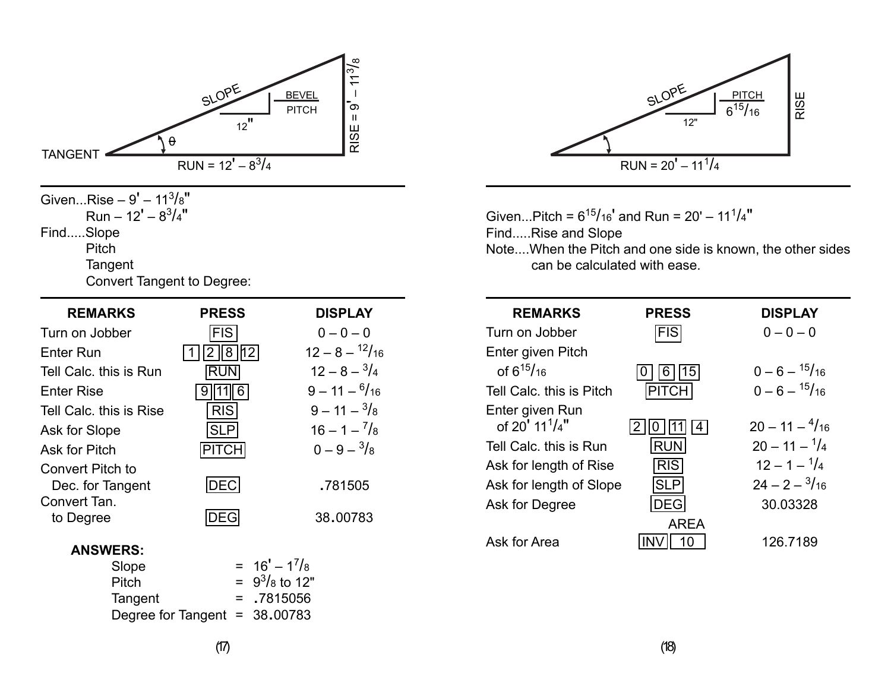SLOPE

BEVEL / PITCH

12"

θ

TANGENT

RUN = 12' – 8 3/4

RISE = 9' – 11 3/8

Given...Rise – 9' – 11 3/8"
Run – 12' – 8 3/4"

Find.....Slope
Pitch
Tangent
Convert Tangent to Degree:

| REMARKS | PRESS | DISPLAY |
|---|---|---|
| Turn on Jobber | FIS | 0 – 0 – 0 |
| Enter Run | 1 2 8 12 | 12 – 8 – 12/16 |
| Tell Calc. this is Run | RUN | 12 – 8 – 3/4 |
| Enter Rise | 9 11 6 | 9 – 11 – 6/16 |
| Tell Calc. this is Rise | RIS | 9 – 11 – 3/8 |
| Ask for Slope | SLP | 16 – 1 – 7/8 |
| Ask for Pitch | PITCH | 0 – 9 – 3/8 |
| Convert Pitch to Dec. for Tangent | DEC | .781505 |
| Convert Tan. to Degree | DEG | 38.00783 |

**ANSWERS:**

| | | |
|---|---|---|
| Slope | = | 16' – 1 7/8 |
| Pitch | = | 9 3/8 to 12" |
| Tangent | = | .7815056 |
| Degree for Tangent | = | 38.00783 |

SLOPE

PITCH 6 15/16

12"

RISE

RUN = 20' – 11 1/4

Given...Pitch = 6 15/16' and Run = 20' – 11 1/4"

Find.....Rise and Slope

Note....When the Pitch and one side is known, the other sides can be calculated with ease.

| REMARKS | PRESS | DISPLAY |
|---|---|---|
| Turn on Jobber | FIS | 0 – 0 – 0 |
| Enter given Pitch of 6 15/16 | 0 6 15 | 0 – 6 – 15/16 |
| Tell Calc. this is Pitch | PITCH | 0 – 6 – 15/16 |
| Enter given Run of 20' 11 1/4" | 2 0 11 4 | 20 – 11 – 4/16 |
| Tell Calc. this is Run | RUN | 20 – 11 – 1/4 |
| Ask for length of Rise | RIS | 12 – 1 – 1/4 |
| Ask for length of Slope | SLP | 24 – 2 – 3/16 |
| Ask for Degree | DEG | 30.03328 |
| Ask for Area | INV 10 (AREA) | 126.7189 |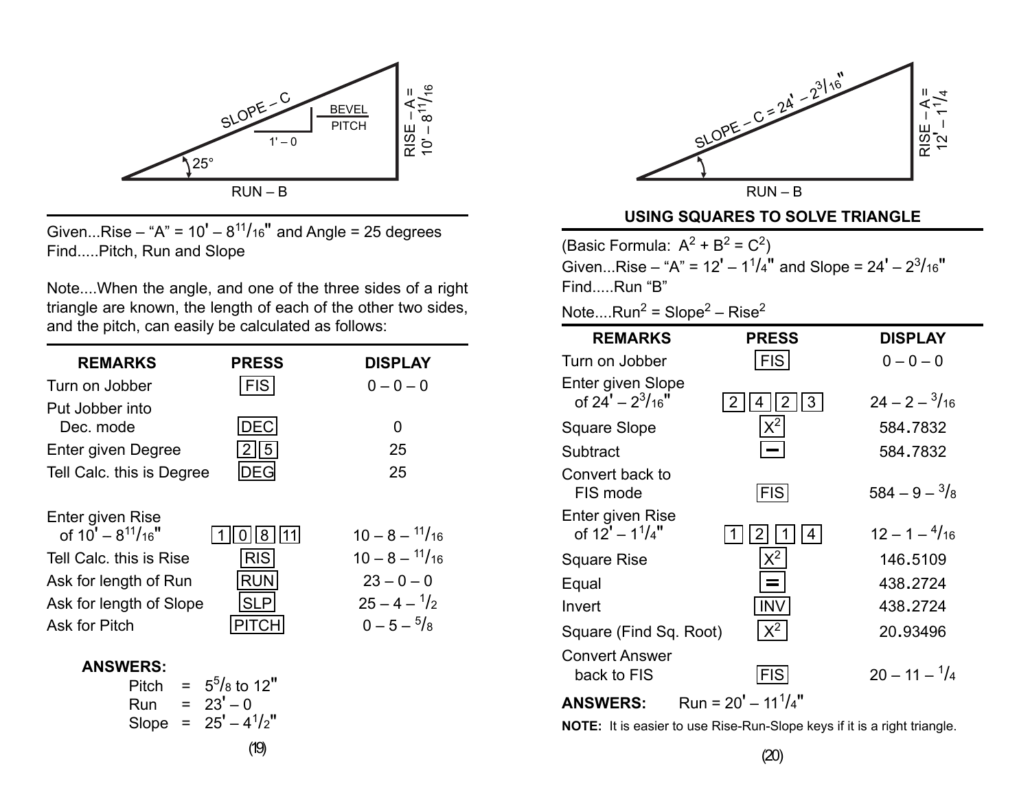SLOPE – C

BEVEL / PITCH

1' – 0

25°

RUN – B

RISE – A = 10' – 8 11/16

Given...Rise – "A" = 10' – 8 11/16" and Angle = 25 degrees
Find.....Pitch, Run and Slope

Note....When the angle, and one of the three sides of a right triangle are known, the length of each of the other two sides, and the pitch, can easily be calculated as follows:

| REMARKS | PRESS | DISPLAY |
|---|---|---|
| Turn on Jobber | FIS | 0 – 0 – 0 |
| Put Jobber into Dec. mode | DEC | 0 |
| Enter given Degree | 2 5 | 25 |
| Tell Calc. this is Degree | DEG | 25 |
| Enter given Rise of 10' – 8 11/16" | 1 0 8 11 | 10 – 8 – 11/16 |
| Tell Calc. this is Rise | RIS | 10 – 8 – 11/16 |
| Ask for length of Run | RUN | 23 – 0 – 0 |
| Ask for length of Slope | SLP | 25 – 4 – 1/2 |
| Ask for Pitch | PITCH | 0 – 5 – 5/8 |

**ANSWERS:**

Pitch = 5 5/8 to 12"
Run = 23' – 0
Slope = 25' – 4 1/2"

SLOPE – C = 24' – 2 3/16"

RUN – B

RISE – A = 12' – 1 1/4

## USING SQUARES TO SOLVE TRIANGLE

(Basic Formula: $A^2 + B^2 = C^2$)
Given...Rise – "A" = 12' – 1 1/4" and Slope = 24' – 2 3/16"
Find.....Run "B"

Note....$Run^2 = Slope^2 – Rise^2$

| REMARKS | PRESS | DISPLAY |
|---|---|---|
| Turn on Jobber | FIS | 0 – 0 – 0 |
| Enter given Slope of 24' – 2 3/16" | 2 4 2 3 | 24 – 2 – 3/16 |
| Square Slope | $X^2$ | 584.7832 |
| Subtract | – | 584.7832 |
| Convert back to FIS mode | FIS | 584 – 9 – 3/8 |
| Enter given Rise of 12' – 1 1/4" | 1 2 1 4 | 12 – 1 – 4/16 |
| Square Rise | $X^2$ | 146.5109 |
| Equal | = | 438.2724 |
| Invert | INV | 438.2724 |
| Square (Find Sq. Root) | $X^2$ | 20.93496 |
| Convert Answer back to FIS | FIS | 20 – 11 – 1/4 |

**ANSWERS:** Run = 20' – 11 1/4"

**NOTE:** It is easier to use Rise-Run-Slope keys if it is a right triangle.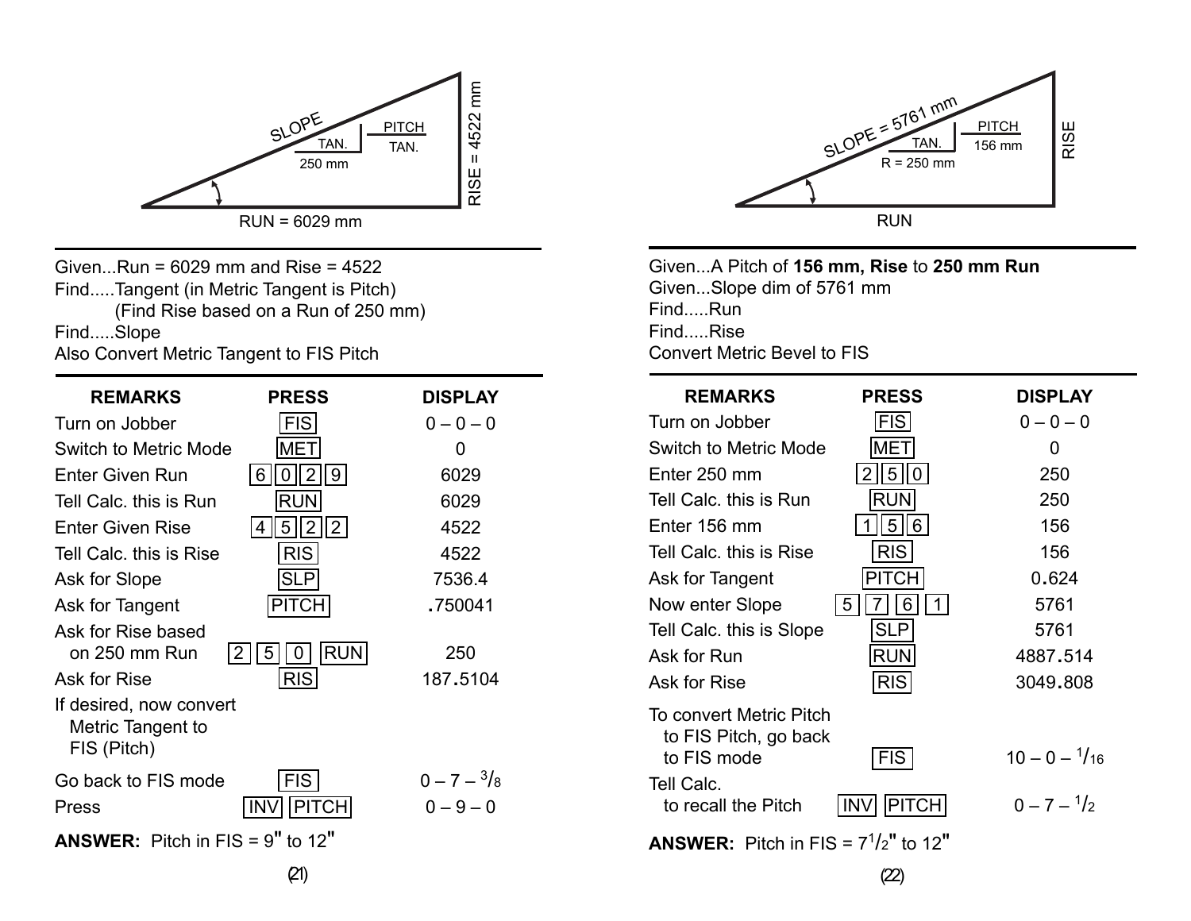SLOPE — PITCH/TAN. — TAN./250 mm — RISE = 4522 mm — RUN = 6029 mm

Given...Run = 6029 mm and Rise = 4522
Find.....Tangent (in Metric Tangent is Pitch)
(Find Rise based on a Run of 250 mm)
Find.....Slope
Also Convert Metric Tangent to FIS Pitch

| REMARKS | PRESS | DISPLAY |
|---|---|---|
| Turn on Jobber | FIS | 0 – 0 – 0 |
| Switch to Metric Mode | MET | 0 |
| Enter Given Run | 6 0 2 9 | 6029 |
| Tell Calc. this is Run | RUN | 6029 |
| Enter Given Rise | 4 5 2 2 | 4522 |
| Tell Calc. this is Rise | RIS | 4522 |
| Ask for Slope | SLP | 7536.4 |
| Ask for Tangent | PITCH | .750041 |
| Ask for Rise based on 250 mm Run | 2 5 0 RUN | 250 |
| Ask for Rise | RIS | 187.5104 |
| If desired, now convert Metric Tangent to FIS (Pitch) | | |
| Go back to FIS mode | FIS | 0 – 7 – 3/8 |
| Press | INV PITCH | 0 – 9 – 0 |

**ANSWER:** Pitch in FIS = 9" to 12"

SLOPE = 5761 mm — PITCH/156 mm — TAN./R = 250 mm — RISE — RUN

Given...A Pitch of **156 mm, Rise** to **250 mm Run**
Given...Slope dim of 5761 mm
Find.....Run
Find.....Rise
Convert Metric Bevel to FIS

| REMARKS | PRESS | DISPLAY |
|---|---|---|
| Turn on Jobber | FIS | 0 – 0 – 0 |
| Switch to Metric Mode | MET | 0 |
| Enter 250 mm | 2 5 0 | 250 |
| Tell Calc. this is Run | RUN | 250 |
| Enter 156 mm | 1 5 6 | 156 |
| Tell Calc. this is Rise | RIS | 156 |
| Ask for Tangent | PITCH | 0.624 |
| Now enter Slope | 5 7 6 1 | 5761 |
| Tell Calc. this is Slope | SLP | 5761 |
| Ask for Run | RUN | 4887.514 |
| Ask for Rise | RIS | 3049.808 |
| To convert Metric Pitch to FIS Pitch, go back to FIS mode | FIS | 10 – 0 – 1/16 |
| Tell Calc. to recall the Pitch | INV PITCH | 0 – 7 – 1/2 |

**ANSWER:** Pitch in FIS = 7 1/2" to 12"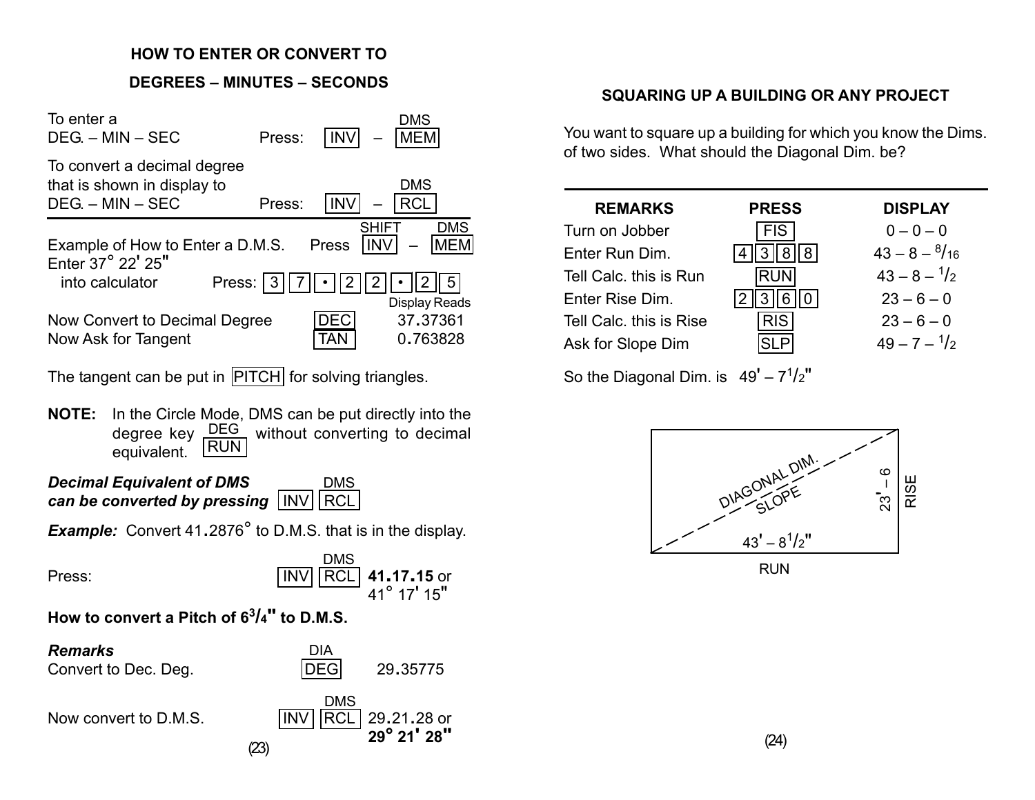## HOW TO ENTER OR CONVERT TO DEGREES – MINUTES – SECONDS

To enter a DEG. – MIN – SEC Press: [INV] – [MEM] (DMS)

To convert a decimal degree that is shown in display to DEG. – MIN – SEC Press: [INV] – [RCL] (DMS)

Example of How to Enter a D.M.S. Press [INV] (SHIFT) – [MEM] (DMS)

Enter 37° 22' 25" into calculator Press: [3] [7] [•] [2] [2] [•] [2] [5]

| | | Display Reads |
|---|---|---|
| Now Convert to Decimal Degree | [DEC] | 37.37361 |
| Now Ask for Tangent | [TAN] | 0.763828 |

The tangent can be put in [PITCH] for solving triangles.

**NOTE:** In the Circle Mode, DMS can be put directly into the degree key [RUN] (DEG) without converting to decimal equivalent.

***Decimal Equivalent of DMS can be converted by pressing*** [INV] [RCL] (DMS)

***Example:*** Convert 41.2876° to D.M.S. that is in the display.

Press: [INV] [RCL] (DMS) **41.17.15** or 41° 17' 15"

**How to convert a Pitch of 6 3/4" to D.M.S.**

| ***Remarks*** | | |
|---|---|---|
| Convert to Dec. Deg. | [DEG] (DIA) | 29.35775 |
| Now convert to D.M.S. | [INV] [RCL] (DMS) | 29.21.28 or **29° 21' 28"** |

## SQUARING UP A BUILDING OR ANY PROJECT

You want to square up a building for which you know the Dims. of two sides. What should the Diagonal Dim. be?

| REMARKS | PRESS | DISPLAY |
|---|---|---|
| Turn on Jobber | [FIS] | 0 – 0 – 0 |
| Enter Run Dim. | [4] [3] [8] [8] | 43 – 8 – 8/16 |
| Tell Calc. this is Run | [RUN] | 43 – 8 – 1/2 |
| Enter Rise Dim. | [2] [3] [6] [0] | 23 – 6 – 0 |
| Tell Calc. this is Rise | [RIS] | 23 – 6 – 0 |
| Ask for Slope Dim | [SLP] | 49 – 7 – 1/2 |

So the Diagonal Dim. is 49' – 7 1/2"

DIAGONAL DIM. SLOPE

23' – 6 RISE

43' – 8 1/2"

RUN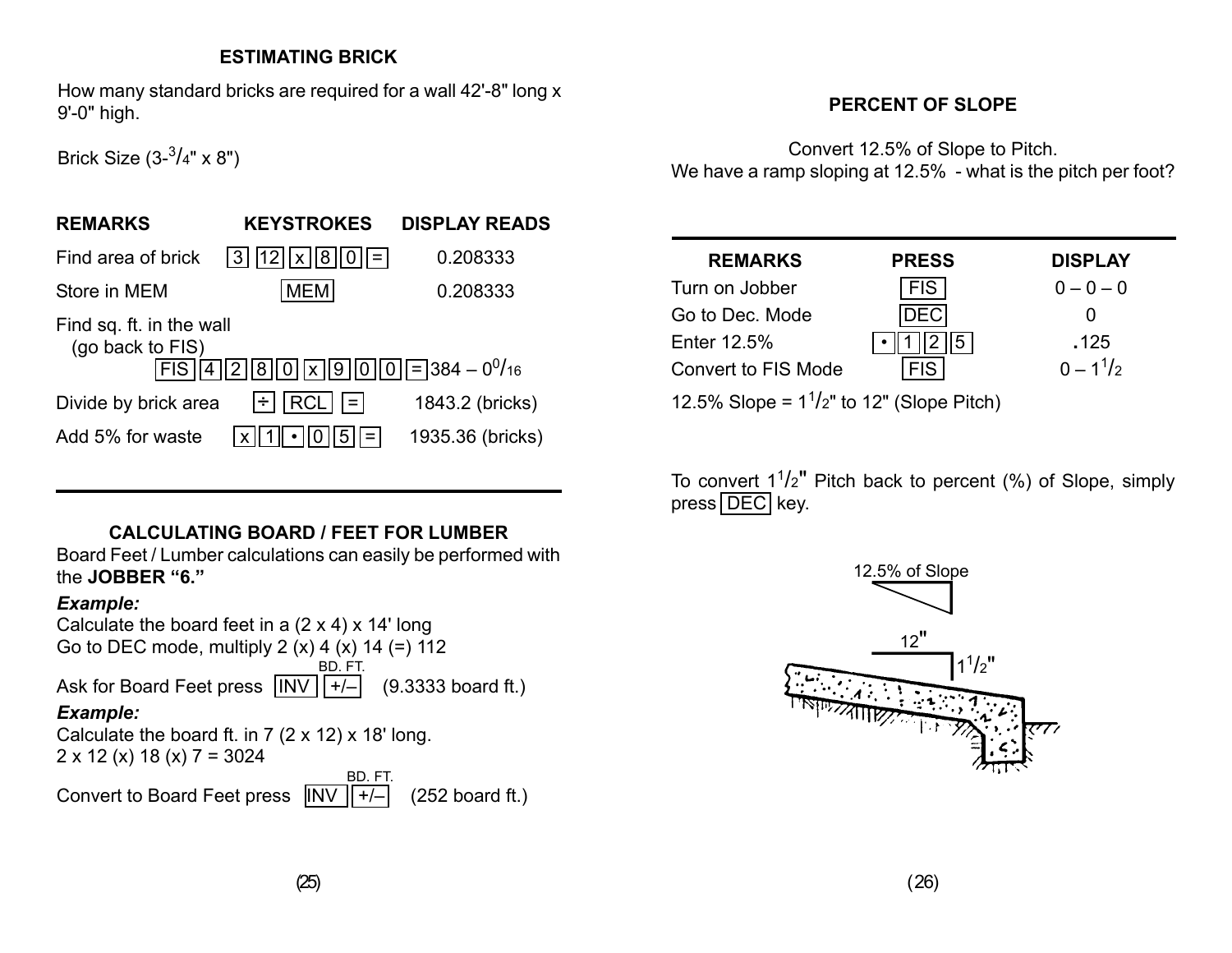## ESTIMATING BRICK

How many standard bricks are required for a wall 42'-8" long x 9'-0" high.

Brick Size (3-$^{3}/_{4}$" x 8")

| REMARKS | KEYSTROKES | DISPLAY READS |
|---|---|---|
| Find area of brick | [3] [12] [x] [8] [0] [=] | 0.208333 |
| Store in MEM | [MEM] | 0.208333 |
| Find sq. ft. in the wall (go back to FIS) | [FIS] [4] [2] [8] [0] [x] [9] [0] [0] [=] | 384 – $0^{0}/_{16}$ |
| Divide by brick area | [÷] [RCL] [=] | 1843.2 (bricks) |
| Add 5% for waste | [x] [1] [•] [0] [5] [=] | 1935.36 (bricks) |

## CALCULATING BOARD / FEET FOR LUMBER

Board Feet / Lumber calculations can easily be performed with the **JOBBER "6."**

***Example:***

Calculate the board feet in a (2 x 4) x 14' long
Go to DEC mode, multiply 2 (x) 4 (x) 14 (=) 112

Ask for Board Feet press [INV] [+/–] (BD. FT.) (9.3333 board ft.)

***Example:***

Calculate the board ft. in 7 (2 x 12) x 18' long.
2 x 12 (x) 18 (x) 7 = 3024

Convert to Board Feet press [INV] [+/–] (BD. FT.) (252 board ft.)

## PERCENT OF SLOPE

Convert 12.5% of Slope to Pitch.
We have a ramp sloping at 12.5% - what is the pitch per foot?

| REMARKS | PRESS | DISPLAY |
|---|---|---|
| Turn on Jobber | [FIS] | 0 – 0 – 0 |
| Go to Dec. Mode | [DEC] | 0 |
| Enter 12.5% | [•] [1] [2] [5] | .125 |
| Convert to FIS Mode | [FIS] | 0 – $1^{1}/_{2}$ |

12.5% Slope = $1^{1}/_{2}$" to 12" (Slope Pitch)

To convert $1^{1}/_{2}$" Pitch back to percent (%) of Slope, simply press [DEC] key.

12.5% of Slope

12"

$1^{1}/_{2}$"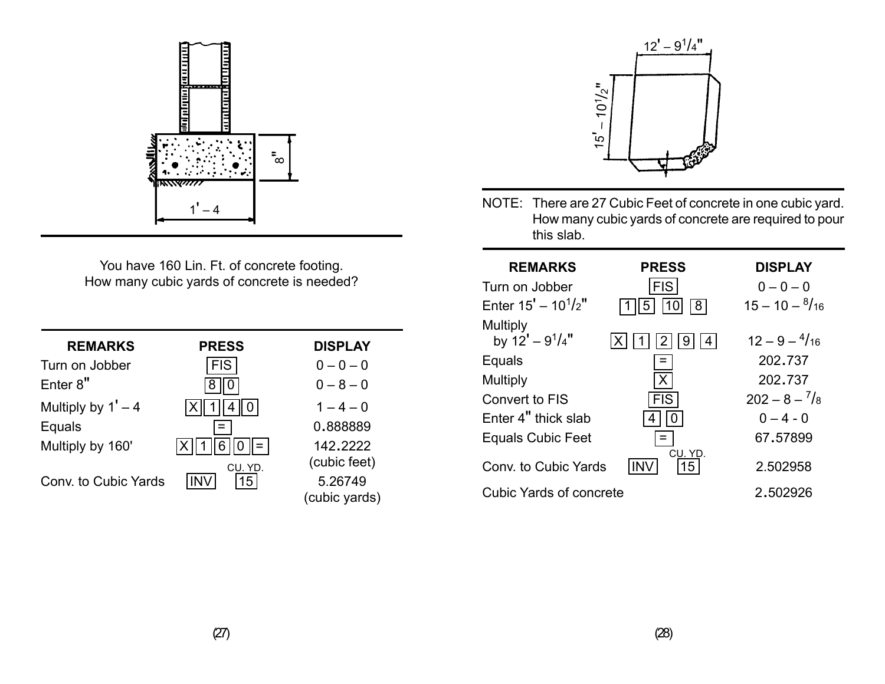You have 160 Lin. Ft. of concrete footing.
How many cubic yards of concrete is needed?

| REMARKS | PRESS | DISPLAY |
|---|---|---|
| Turn on Jobber | FIS | 0 – 0 – 0 |
| Enter 8" | 8 0 | 0 – 8 – 0 |
| Multiply by 1' – 4 | X 1 4 0 | 1 – 4 – 0 |
| Equals | = | 0.888889 |
| Multiply by 160' | X 1 6 0 = | 142.2222 (cubic feet) |
| Conv. to Cubic Yards | INV 15 (CU. YD.) | 5.26749 (cubic yards) |

NOTE: There are 27 Cubic Feet of concrete in one cubic yard. How many cubic yards of concrete are required to pour this slab.

| REMARKS | PRESS | DISPLAY |
|---|---|---|
| Turn on Jobber | FIS | 0 – 0 – 0 |
| Enter 15' – 10 1/2" | 1 5 10 8 | 15 – 10 – 8/16 |
| Multiply by 12' – 9 1/4" | X 1 2 9 4 | 12 – 9 – 4/16 |
| Equals | = | 202.737 |
| Multiply | X | 202.737 |
| Convert to FIS | FIS | 202 – 8 – 7/8 |
| Enter 4" thick slab | 4 0 | 0 – 4 - 0 |
| Equals Cubic Feet | = | 67.57899 |
| Conv. to Cubic Yards | INV 15 (CU. YD.) | 2.502958 |
| Cubic Yards of concrete | | 2.502926 |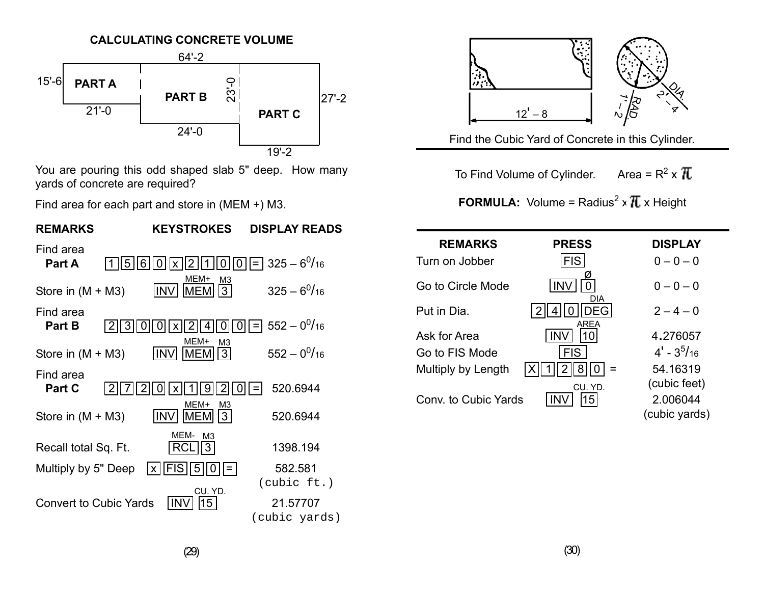## CALCULATING CONCRETE VOLUME

64'-2

15'-6 **PART A** 21'-0

**PART B** 23'-0 24'-0

**PART C** 27'-2 19'-2

You are pouring this odd shaped slab 5" deep. How many yards of concrete are required?

Find area for each part and store in (MEM +) M3.

| REMARKS | KEYSTROKES | DISPLAY READS |
|---|---|---|
| Find area **Part A** | [1] [5] [6] [0] [x] [2] [1] [0] [0] [=] | $325 - 6^0/_{16}$ |
| Store in (M + M3) | [INV] [MEM] [3] (MEM+ M3) | $325 - 6^0/_{16}$ |
| Find area **Part B** | [2] [3] [0] [0] [x] [2] [4] [0] [0] [=] | $552 - 0^0/_{16}$ |
| Store in (M + M3) | [INV] [MEM] [3] (MEM+ M3) | $552 - 0^0/_{16}$ |
| Find area **Part C** | [2] [7] [2] [0] [x] [1] [9] [2] [0] [=] | 520.6944 |
| Store in (M + M3) | [INV] [MEM] [3] (MEM+ M3) | 520.6944 |
| Recall total Sq. Ft. | [RCL] [3] (MEM- M3) | 1398.194 |
| Multiply by 5" Deep | [x] [FIS] [5] [0] [=] | 582.581 (cubic ft.) |
| Convert to Cubic Yards | [INV] [15] (CU. YD.) | 21.57707 (cubic yards) |

12' – 8

RAD. 1' – 2

DIA. 2' – 4

Find the Cubic Yard of Concrete in this Cylinder.

To Find Volume of Cylinder. Area = $R^2 \times \pi$

**FORMULA:** Volume = $\text{Radius}^2 \times \pi \times \text{Height}$

| REMARKS | PRESS | DISPLAY |
|---|---|---|
| Turn on Jobber | [FIS] | 0 – 0 – 0 |
| Go to Circle Mode | [INV] [0] (Ø) | 0 – 0 – 0 |
| Put in Dia. | [2] [4] [0] [DEG] (DIA) | 2 – 4 – 0 |
| Ask for Area | [INV] [10] (AREA) | 4.276057 |
| Go to FIS Mode | [FIS] | $4' - 3^5/_{16}$ |
| Multiply by Length | [X] [1] [2] [8] [0] = | 54.16319 (cubic feet) |
| Conv. to Cubic Yards | [INV] [15] (CU. YD.) | 2.006044 (cubic yards) |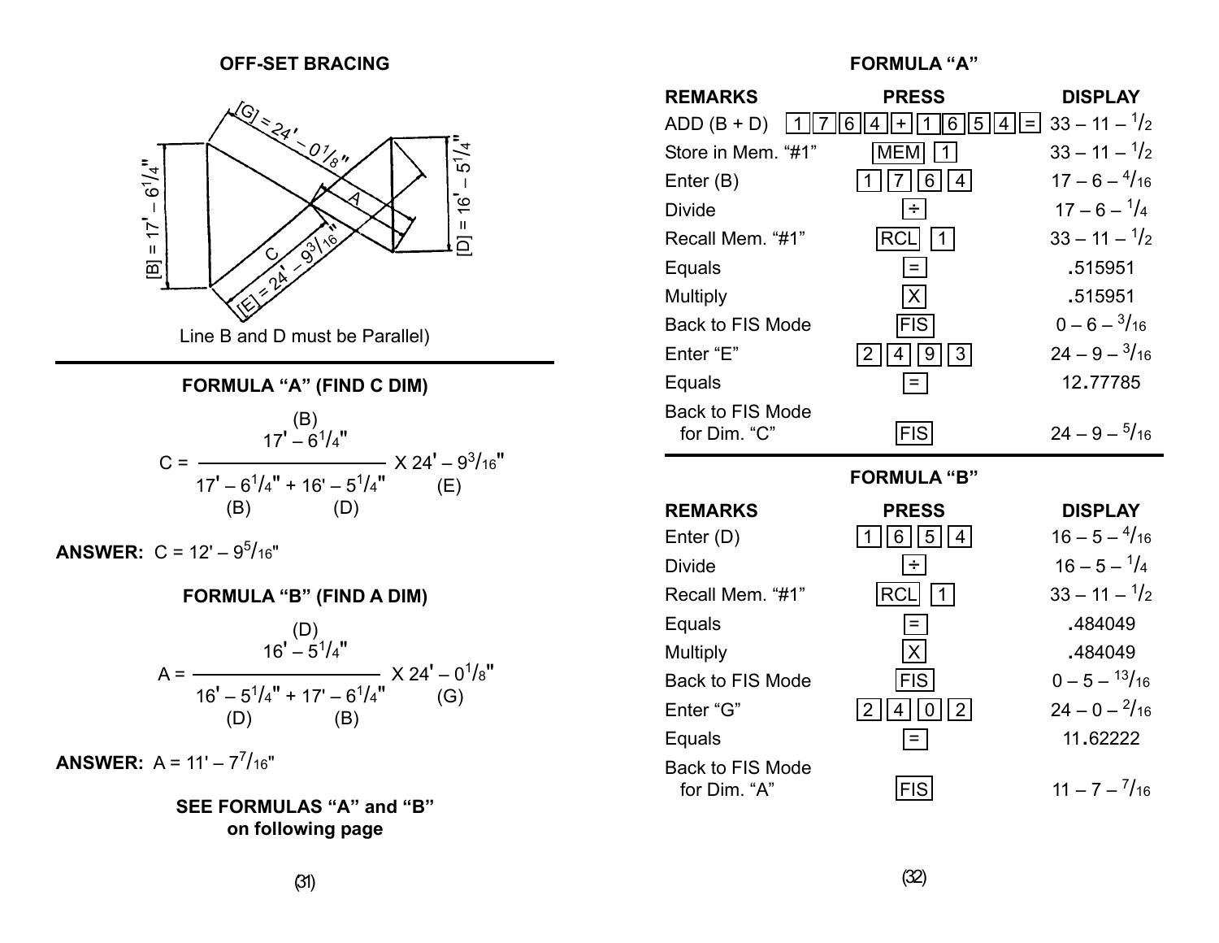## OFF-SET BRACING

[G] = 24' – 0 1/8"

A

[B] = 17' – 6 1/4"

[D] = 16' – 5 1/4"

C

[E] = 24' – 9 3/16"

Line B and D must be Parallel)

### FORMULA "A" (FIND C DIM)

$$C = \frac{\overset{(B)}{17' - 6^1/_4"}}{\underset{(B)}{17' - 6^1/_4"} + \underset{(D)}{16' - 5^1/_4"}} \times \underset{(E)}{24' - 9^3/_{16}"}$$

**ANSWER:** C = 12' – 9 5/16"

### FORMULA "B" (FIND A DIM)

$$A = \frac{\overset{(D)}{16' - 5^1/_4"}}{\underset{(D)}{16' - 5^1/_4"} + \underset{(B)}{17' - 6^1/_4"}} \times \underset{(G)}{24' - 0^1/_8"}$$

**ANSWER:** A = 11' – 7 7/16"

**SEE FORMULAS "A" and "B" on following page**

### FORMULA "A"

| REMARKS | PRESS | DISPLAY |
|---|---|---|
| ADD (B + D) | 1 7 6 4 + 1 6 5 4 = | 33 – 11 – 1/2 |
| Store in Mem. "#1" | MEM 1 | 33 – 11 – 1/2 |
| Enter (B) | 1 7 6 4 | 17 – 6 – 4/16 |
| Divide | ÷ | 17 – 6 – 1/4 |
| Recall Mem. "#1" | RCL 1 | 33 – 11 – 1/2 |
| Equals | = | .515951 |
| Multiply | X | .515951 |
| Back to FIS Mode | FIS | 0 – 6 – 3/16 |
| Enter "E" | 2 4 9 3 | 24 – 9 – 3/16 |
| Equals | = | 12.77785 |
| Back to FIS Mode for Dim. "C" | FIS | 24 – 9 – 5/16 |

### FORMULA "B"

| REMARKS | PRESS | DISPLAY |
|---|---|---|
| Enter (D) | 1 6 5 4 | 16 – 5 – 4/16 |
| Divide | ÷ | 16 – 5 – 1/4 |
| Recall Mem. "#1" | RCL 1 | 33 – 11 – 1/2 |
| Equals | = | .484049 |
| Multiply | X | .484049 |
| Back to FIS Mode | FIS | 0 – 5 – 13/16 |
| Enter "G" | 2 4 0 2 | 24 – 0 – 2/16 |
| Equals | = | 11.62222 |
| Back to FIS Mode for Dim. "A" | FIS | 11 – 7 – 7/16 |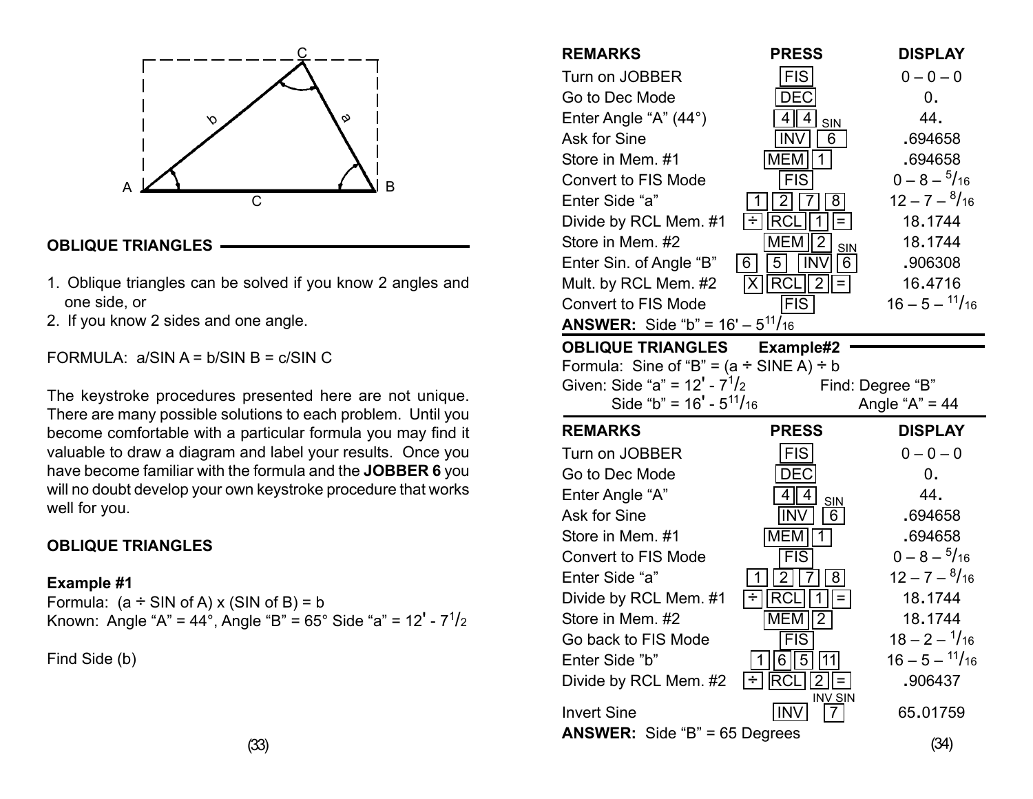## OBLIQUE TRIANGLES

1. Oblique triangles can be solved if you know 2 angles and one side, or
2. If you know 2 sides and one angle.

FORMULA: $a/\text{SIN } A = b/\text{SIN } B = c/\text{SIN } C$

The keystroke procedures presented here are not unique. There are many possible solutions to each problem. Until you become comfortable with a particular formula you may find it valuable to draw a diagram and label your results. Once you have become familiar with the formula and the **JOBBER 6** you will no doubt develop your own keystroke procedure that works well for you.

## OBLIQUE TRIANGLES

### Example #1

Formula: (a ÷ SIN of A) x (SIN of B) = b
Known: Angle "A" = 44°, Angle "B" = 65° Side "a" = 12' - 7 1/2

Find Side (b)

| REMARKS | PRESS | DISPLAY |
|---|---|---|
| Turn on JOBBER | FIS | 0 – 0 – 0 |
| Go to Dec Mode | DEC | 0. |
| Enter Angle "A" (44°) | 4 4 | 44. |
| Ask for Sine | INV 6 (SIN) | .694658 |
| Store in Mem. #1 | MEM 1 | .694658 |
| Convert to FIS Mode | FIS | 0 – 8 – 5/16 |
| Enter Side "a" | 1 2 7 8 | 12 – 7 – 8/16 |
| Divide by RCL Mem. #1 | ÷ RCL 1 = | 18.1744 |
| Store in Mem. #2 | MEM 2 | 18.1744 |
| Enter Sin. of Angle "B" | 6 5 INV 6 (SIN) | .906308 |
| Mult. by RCL Mem. #2 | X RCL 2 = | 16.4716 |
| Convert to FIS Mode | FIS | 16 – 5 – 11/16 |

**ANSWER:** Side "b" = 16' – 5 11/16

## OBLIQUE TRIANGLES Example#2

Formula: Sine of "B" = (a ÷ SINE A) ÷ b
Given: Side "a" = 12' - 7 1/2 Find: Degree "B"
Side "b" = 16' - 5 11/16 Angle "A" = 44

| REMARKS | PRESS | DISPLAY |
|---|---|---|
| Turn on JOBBER | FIS | 0 – 0 – 0 |
| Go to Dec Mode | DEC | 0. |
| Enter Angle "A" | 4 4 | 44. |
| Ask for Sine | INV 6 (SIN) | .694658 |
| Store in Mem. #1 | MEM 1 | .694658 |
| Convert to FIS Mode | FIS | 0 – 8 – 5/16 |
| Enter Side "a" | 1 2 7 8 | 12 – 7 – 8/16 |
| Divide by RCL Mem. #1 | ÷ RCL 1 = | 18.1744 |
| Store in Mem. #2 | MEM 2 | 18.1744 |
| Go back to FIS Mode | FIS | 18 – 2 – 1/16 |
| Enter Side "b" | 1 6 5 11 | 16 – 5 – 11/16 |
| Divide by RCL Mem. #2 | ÷ RCL 2 = | .906437 |
| Invert Sine | INV 7 (INV SIN) | 65.01759 |

**ANSWER:** Side "B" = 65 Degrees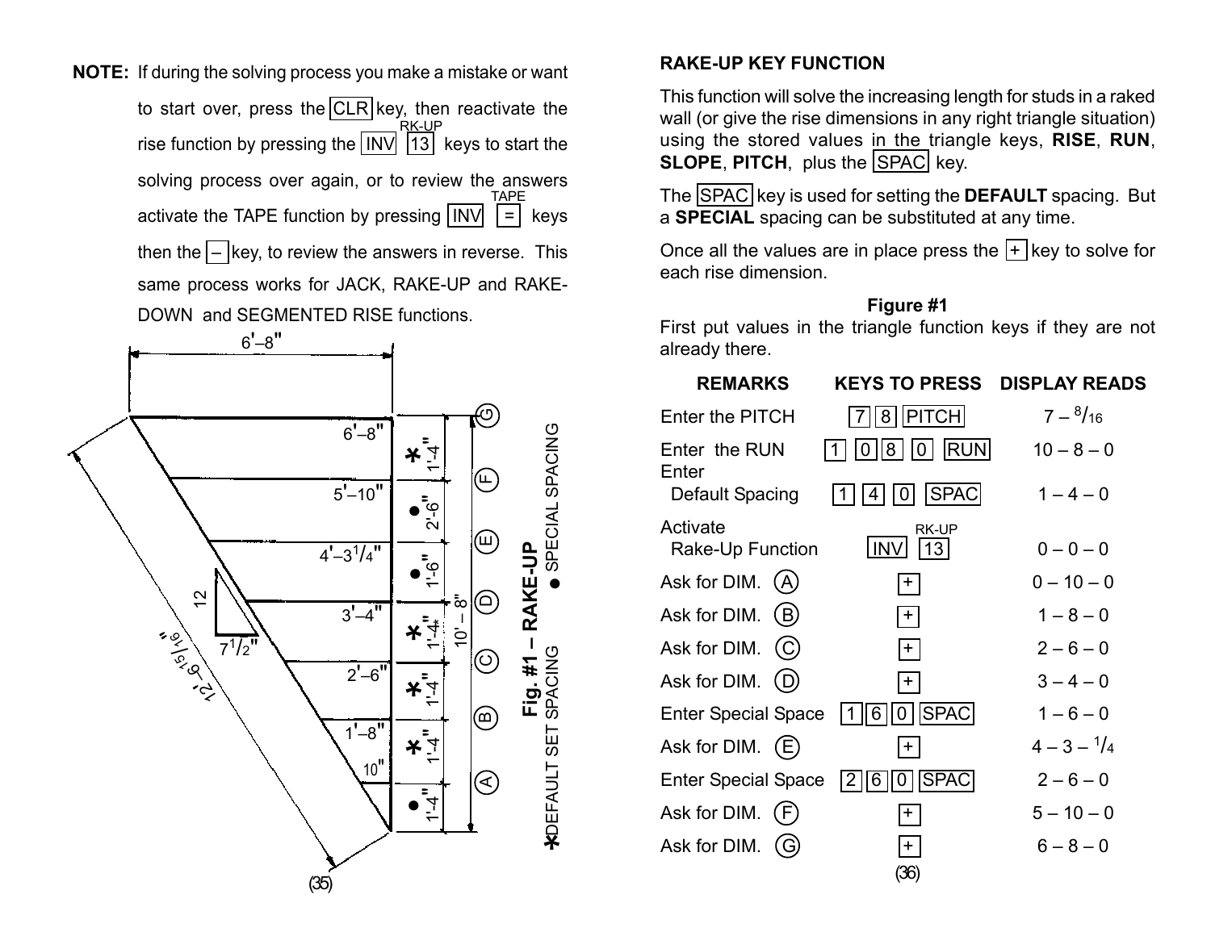**NOTE:** If during the solving process you make a mistake or want to start over, press the CLR key, then reactivate the rise function by pressing the INV 13 (RK-UP) keys to start the solving process over again, or to review the answers activate the TAPE function by pressing INV = (TAPE) keys then the – key, to review the answers in reverse. This same process works for JACK, RAKE-UP and RAKE-DOWN and SEGMENTED RISE functions.

**Fig. #1 – RAKE-UP**

* DEFAULT SET SPACING ● SPECIAL SPACING

## RAKE-UP KEY FUNCTION

This function will solve the increasing length for studs in a raked wall (or give the rise dimensions in any right triangle situation) using the stored values in the triangle keys, **RISE**, **RUN**, **SLOPE**, **PITCH**, plus the SPAC key.

The SPAC key is used for setting the **DEFAULT** spacing. But a **SPECIAL** spacing can be substituted at any time.

Once all the values are in place press the + key to solve for each rise dimension.

### Figure #1

First put values in the triangle function keys if they are not already there.

| REMARKS | KEYS TO PRESS | DISPLAY READS |
|---|---|---|
| Enter the PITCH | 7 8 PITCH | 7 – 8/16 |
| Enter the RUN | 1 0 8 0 RUN | 10 – 8 – 0 |
| Enter Default Spacing | 1 4 0 SPAC | 1 – 4 – 0 |
| Activate Rake-Up Function | INV 13 (RK-UP) | 0 – 0 – 0 |
| Ask for DIM. (A) | + | 0 – 10 – 0 |
| Ask for DIM. (B) | + | 1 – 8 – 0 |
| Ask for DIM. (C) | + | 2 – 6 – 0 |
| Ask for DIM. (D) | + | 3 – 4 – 0 |
| Enter Special Space | 1 6 0 SPAC | 1 – 6 – 0 |
| Ask for DIM. (E) | + | 4 – 3 – 1/4 |
| Enter Special Space | 2 6 0 SPAC | 2 – 6 – 0 |
| Ask for DIM. (F) | + | 5 – 10 – 0 |
| Ask for DIM. (G) | + | 6 – 8 – 0 |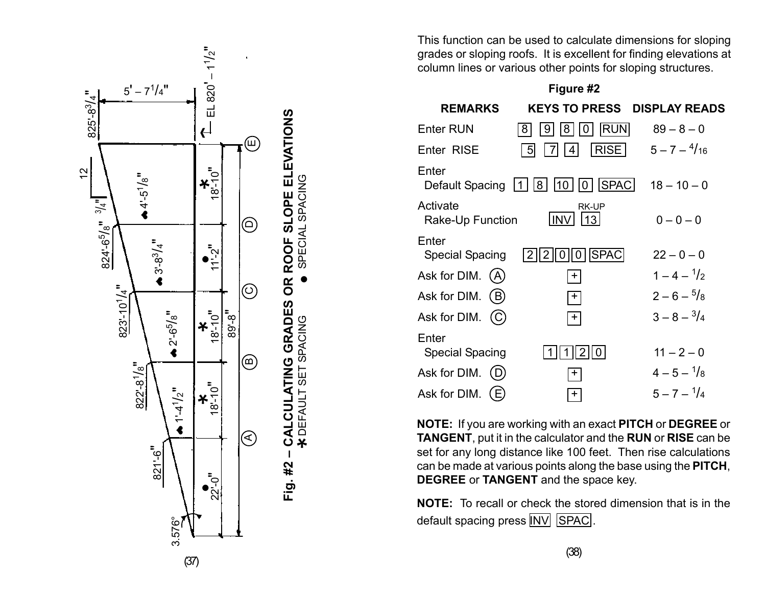**Fig. #2 – CALCULATING GRADES OR ROOF SLOPE ELEVATIONS**

✱ DEFAULT SET SPACING ● SPECIAL SPACING

This function can be used to calculate dimensions for sloping grades or sloping roofs. It is excellent for finding elevations at column lines or various other points for sloping structures.

**Figure #2**

| REMARKS | KEYS TO PRESS | DISPLAY READS |
|---|---|---|
| Enter RUN | 8 9 8 0 RUN | 89 – 8 – 0 |
| Enter RISE | 5 7 4 RISE | 5 – 7 – 4/16 |
| Enter Default Spacing | 1 8 10 0 SPAC | 18 – 10 – 0 |
| Activate Rake-Up Function | INV 13 (RK-UP) | 0 – 0 – 0 |
| Enter Special Spacing | 2 2 0 0 SPAC | 22 – 0 – 0 |
| Ask for DIM. (A) | + | 1 – 4 – 1/2 |
| Ask for DIM. (B) | + | 2 – 6 – 5/8 |
| Ask for DIM. (C) | + | 3 – 8 – 3/4 |
| Enter Special Spacing | 1 1 2 0 | 11 – 2 – 0 |
| Ask for DIM. (D) | + | 4 – 5 – 1/8 |
| Ask for DIM. (E) | + | 5 – 7 – 1/4 |

**NOTE:** If you are working with an exact **PITCH** or **DEGREE** or **TANGENT**, put it in the calculator and the **RUN** or **RISE** can be set for any long distance like 100 feet. Then rise calculations can be made at various points along the base using the **PITCH**, **DEGREE** or **TANGENT** and the space key.

**NOTE:** To recall or check the stored dimension that is in the default spacing press INV SPAC.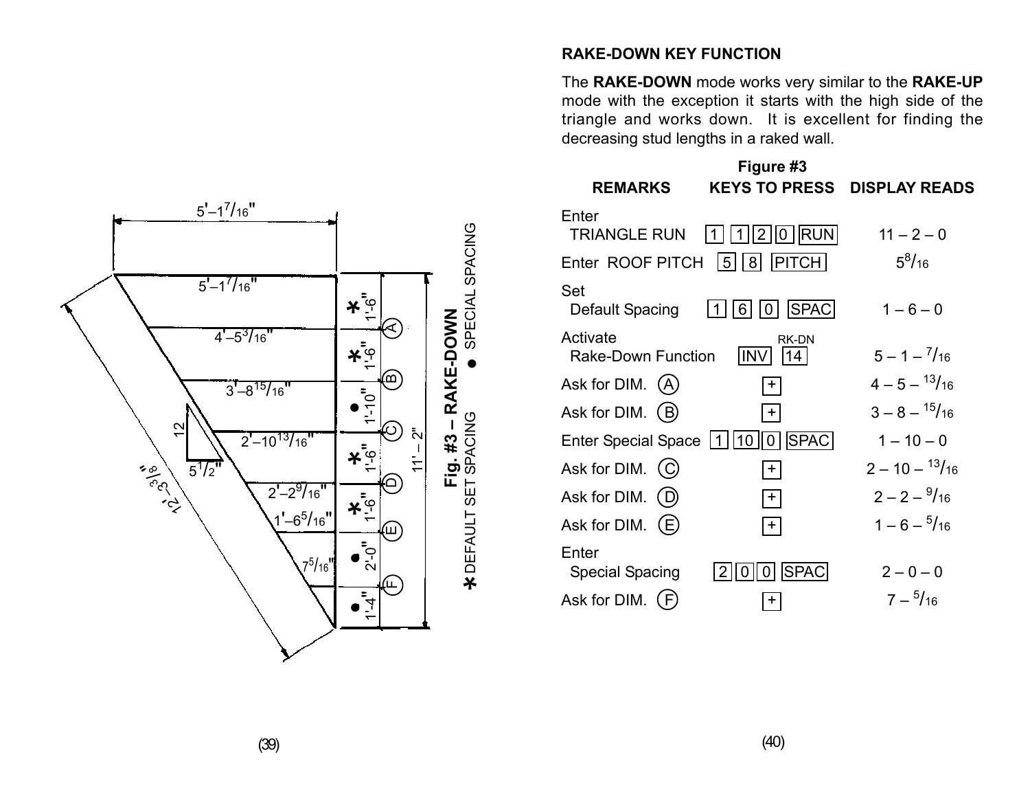5'–1 $^{7}/_{16}$"

5'–1 $^{7}/_{16}$"

4'–5 $^{3}/_{16}$"

3'–8 $^{15}/_{16}$"

2'–10 $^{13}/_{16}$"

2'–2 $^{9}/_{16}$"

1'–6 $^{5}/_{16}$"

7 $^{5}/_{16}$"

12

5 $^{1}/_{2}$"

12'–3 $^{3}/_{8}$"

11' – 2"

✱ 1'-6" (A)

✱ 1'-6" (B)

● 1'-10" (C)

✱ 1'-6" (D)

✱ 1'-6" (E)

● 2'-0" (F)

● 1'-4"

**Fig. #3 – RAKE-DOWN**

✱ DEFAULT SET SPACING ● SPECIAL SPACING

## RAKE-DOWN KEY FUNCTION

The **RAKE-DOWN** mode works very similar to the **RAKE-UP** mode with the exception it starts with the high side of the triangle and works down. It is excellent for finding the decreasing stud lengths in a raked wall.

**Figure #3**

| REMARKS | KEYS TO PRESS | DISPLAY READS |
|---|---|---|
| Enter TRIANGLE RUN | 1 1 2 0 RUN | 11 – 2 – 0 |
| Enter ROOF PITCH | 5 8 PITCH | 5 $^{8}/_{16}$ |
| Set Default Spacing | 1 6 0 SPAC | 1 – 6 – 0 |
| Activate Rake-Down Function | INV 14 (RK-DN) | 5 – 1 – $^{7}/_{16}$ |
| Ask for DIM. (A) | + | 4 – 5 – $^{13}/_{16}$ |
| Ask for DIM. (B) | + | 3 – 8 – $^{15}/_{16}$ |
| Enter Special Space | 1 10 0 SPAC | 1 – 10 – 0 |
| Ask for DIM. (C) | + | 2 – 10 – $^{13}/_{16}$ |
| Ask for DIM. (D) | + | 2 – 2 – $^{9}/_{16}$ |
| Ask for DIM. (E) | + | 1 – 6 – $^{5}/_{16}$ |
| Enter Special Spacing | 2 0 0 SPAC | 2 – 0 – 0 |
| Ask for DIM. (F) | + | 7 – $^{5}/_{16}$ |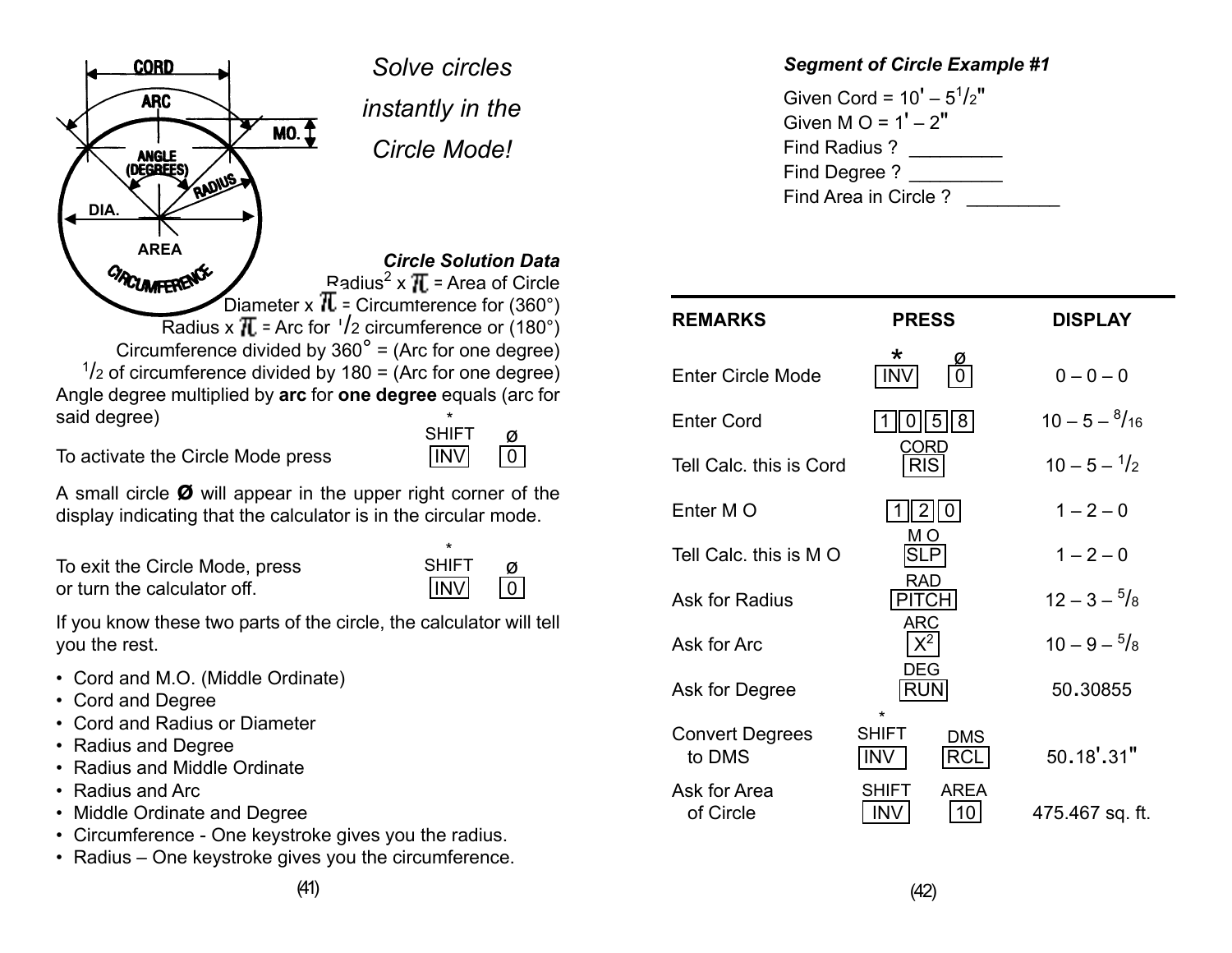*Solve circles instantly in the Circle Mode!*

### *Circle Solution Data*

Radius$^2$ x $\pi$ = Area of Circle

Diameter x $\pi$ = Circumference for (360°)

Radius x $\pi$ = Arc for $^1/_2$ circumference or (180°)

Circumference divided by 360° = (Arc for one degree)

$^1/_2$ of circumference divided by 180 = (Arc for one degree)

Angle degree multiplied by **arc** for **one degree** equals (arc for said degree)

To activate the Circle Mode press [*SHIFT INV] [Ø 0]

A small circle **Ø** will appear in the upper right corner of the display indicating that the calculator is in the circular mode.

To exit the Circle Mode, press [*SHIFT INV] [Ø 0] or turn the calculator off.

If you know these two parts of the circle, the calculator will tell you the rest.

- Cord and M.O. (Middle Ordinate)
- Cord and Degree
- Cord and Radius or Diameter
- Radius and Degree
- Radius and Middle Ordinate
- Radius and Arc
- Middle Ordinate and Degree
- Circumference - One keystroke gives you the radius.
- Radius – One keystroke gives you the circumference.

### *Segment of Circle Example #1*

Given Cord = 10' – 5$^1/_2$"
Given M O = 1' – 2"
Find Radius ? _________
Find Degree ? _________
Find Area in Circle ? _________

| REMARKS | PRESS | DISPLAY |
|---|---|---|
| Enter Circle Mode | [* INV] [Ø 0] | 0 – 0 – 0 |
| Enter Cord | [1] [0] [5] [8] | 10 – 5 – $^8/_{16}$ |
| Tell Calc. this is Cord | [CORD RIS] | 10 – 5 – $^1/_2$ |
| Enter M O | [1] [2] [0] | 1 – 2 – 0 |
| Tell Calc. this is M O | [M O SLP] | 1 – 2 – 0 |
| Ask for Radius | [RAD PITCH] | 12 – 3 – $^5/_8$ |
| Ask for Arc | [ARC $X^2$] | 10 – 9 – $^5/_8$ |
| Ask for Degree | [DEG RUN] | 50.30855 |
| Convert Degrees to DMS | [*SHIFT INV] [DMS RCL] | 50.18'.31" |
| Ask for Area of Circle | [SHIFT INV] [AREA 10] | 475.467 sq. ft. |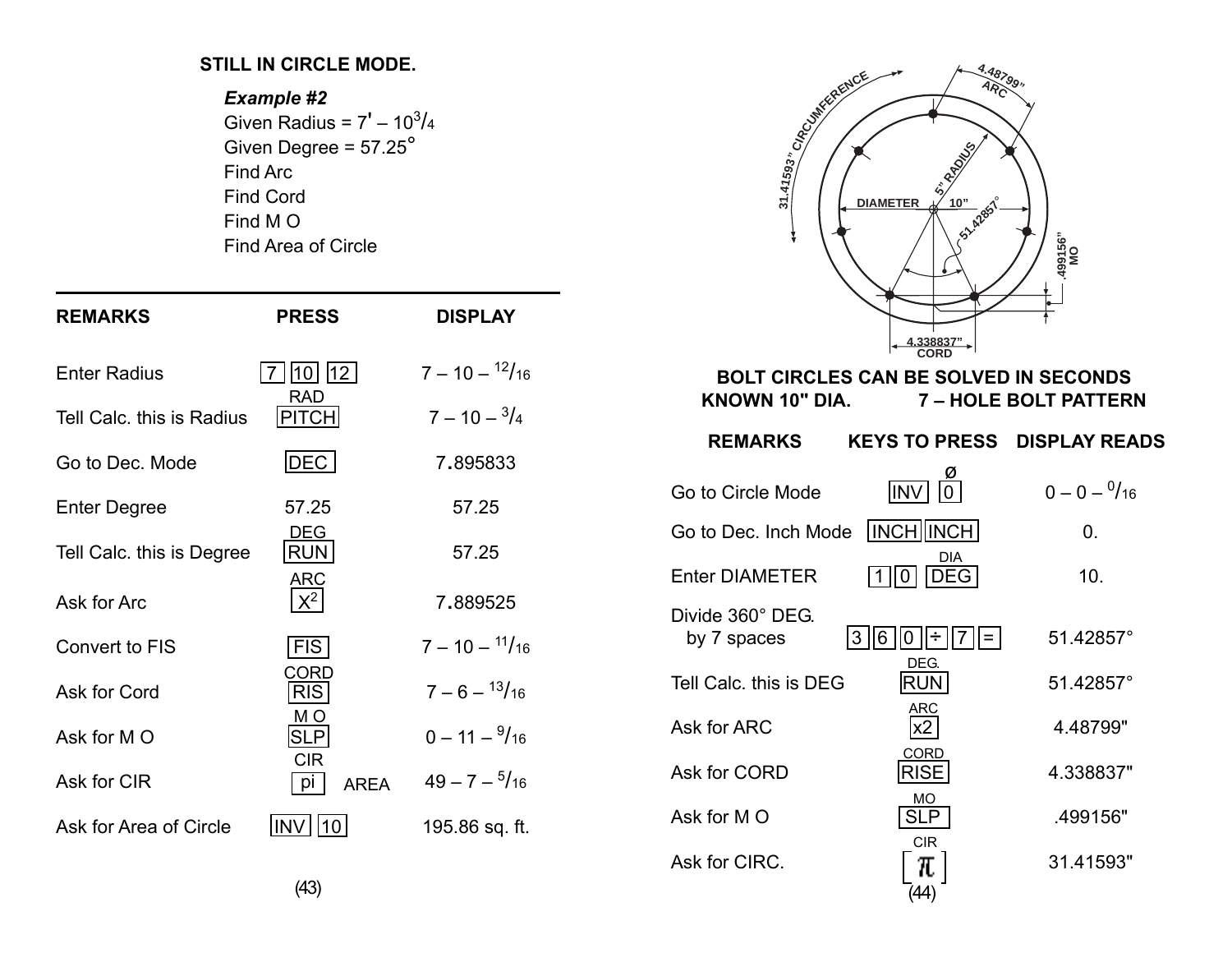## STILL IN CIRCLE MODE.

***Example #2***

Given Radius = 7' – 10$^{3}/_{4}$
Given Degree = 57.25°
Find Arc
Find Cord
Find M O
Find Area of Circle

| REMARKS | PRESS | DISPLAY |
|---|---|---|
| Enter Radius | [7] [10] [12] | 7 – 10 – $^{12}/_{16}$ |
| Tell Calc. this is Radius | RAD [PITCH] | 7 – 10 – $^{3}/_{4}$ |
| Go to Dec. Mode | [DEC] | 7.895833 |
| Enter Degree | 57.25 | 57.25 |
| Tell Calc. this is Degree | DEG [RUN] | 57.25 |
| Ask for Arc | ARC [$X^2$] | 7.889525 |
| Convert to FIS | [FIS] | 7 – 10 – $^{11}/_{16}$ |
| Ask for Cord | CORD [RIS] | 7 – 6 – $^{13}/_{16}$ |
| Ask for M O | M O [SLP] | 0 – 11 – $^{9}/_{16}$ |
| Ask for CIR | CIR [pi] AREA | 49 – 7 – $^{5}/_{16}$ |
| Ask for Area of Circle | [INV] [10] | 195.86 sq. ft. |

31.41593" CIRCUMFERENCE, 4.48799" ARC, 5" RADIUS, DIAMETER 10", 51.42857°, .499156" MO, 4.338837" CORD

**BOLT CIRCLES CAN BE SOLVED IN SECONDS**
**KNOWN 10" DIA. 7 – HOLE BOLT PATTERN**

| REMARKS | KEYS TO PRESS | DISPLAY READS |
|---|---|---|
| Go to Circle Mode | [INV] Ø [0] | 0 – 0 – $^{0}/_{16}$ |
| Go to Dec. Inch Mode | [INCH] [INCH] | 0. |
| Enter DIAMETER | [1] [0] DIA [DEG] | 10. |
| Divide 360° DEG. by 7 spaces | [3] [6] [0] [÷] [7] [=] | 51.42857° |
| Tell Calc. this is DEG | DEG. [RUN] | 51.42857° |
| Ask for ARC | ARC [x2] | 4.48799" |
| Ask for CORD | CORD [RISE] | 4.338837" |
| Ask for M O | MO [SLP] | .499156" |
| Ask for CIRC. | CIR [π] | 31.41593" |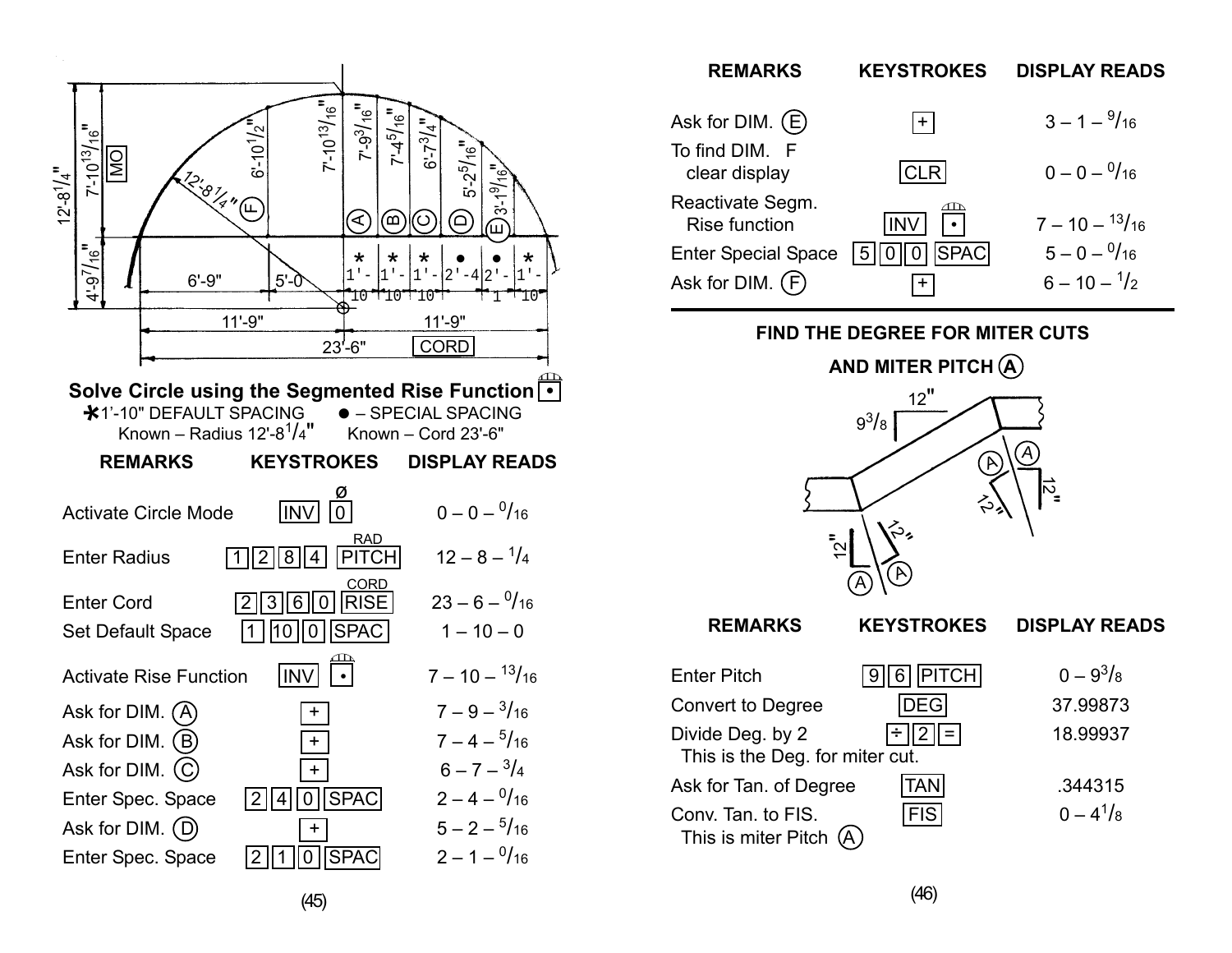## Solve Circle using the Segmented Rise Function [•]

* 1'-10" DEFAULT SPACING — Known – Radius 12'-8 1/4"
● – SPECIAL SPACING — Known – Cord 23'-6"

| REMARKS | KEYSTROKES | DISPLAY READS |
|---|---|---|
| Activate Circle Mode | [INV] [0] (Ø) | 0 – 0 – 0/16 |
| Enter Radius | [1] [2] [8] [4] [PITCH] (RAD) | 12 – 8 – 1/4 |
| Enter Cord | [2] [3] [6] [0] [RISE] (CORD) | 23 – 6 – 0/16 |
| Set Default Space | [1] [10] [0] [SPAC] | 1 – 10 – 0 |
| Activate Rise Function | [INV] [•] | 7 – 10 – 13/16 |
| Ask for DIM. (A) | [+] | 7 – 9 – 3/16 |
| Ask for DIM. (B) | [+] | 7 – 4 – 5/16 |
| Ask for DIM. (C) | [+] | 6 – 7 – 3/4 |
| Enter Spec. Space | [2] [4] [0] [SPAC] | 2 – 4 – 0/16 |
| Ask for DIM. (D) | [+] | 5 – 2 – 5/16 |
| Enter Spec. Space | [2] [1] [0] [SPAC] | 2 – 1 – 0/16 |

| REMARKS | KEYSTROKES | DISPLAY READS |
|---|---|---|
| Ask for DIM. (E) | [+] | 3 – 1 – 9/16 |
| To find DIM. F clear display | [CLR] | 0 – 0 – 0/16 |
| Reactivate Segm. Rise function | [INV] [•] | 7 – 10 – 13/16 |
| Enter Special Space | [5] [0] [0] [SPAC] | 5 – 0 – 0/16 |
| Ask for DIM. (F) | [+] | 6 – 10 – 1/2 |

## FIND THE DEGREE FOR MITER CUTS AND MITER PITCH (A)

| REMARKS | KEYSTROKES | DISPLAY READS |
|---|---|---|
| Enter Pitch | [9] [6] [PITCH] | 0 – 9 3/8 |
| Convert to Degree | [DEG] | 37.99873 |
| Divide Deg. by 2 This is the Deg. for miter cut. | [÷] [2] [=] | 18.99937 |
| Ask for Tan. of Degree | [TAN] | .344315 |
| Conv. Tan. to FIS. This is miter Pitch (A) | [FIS] | 0 – 4 1/8 |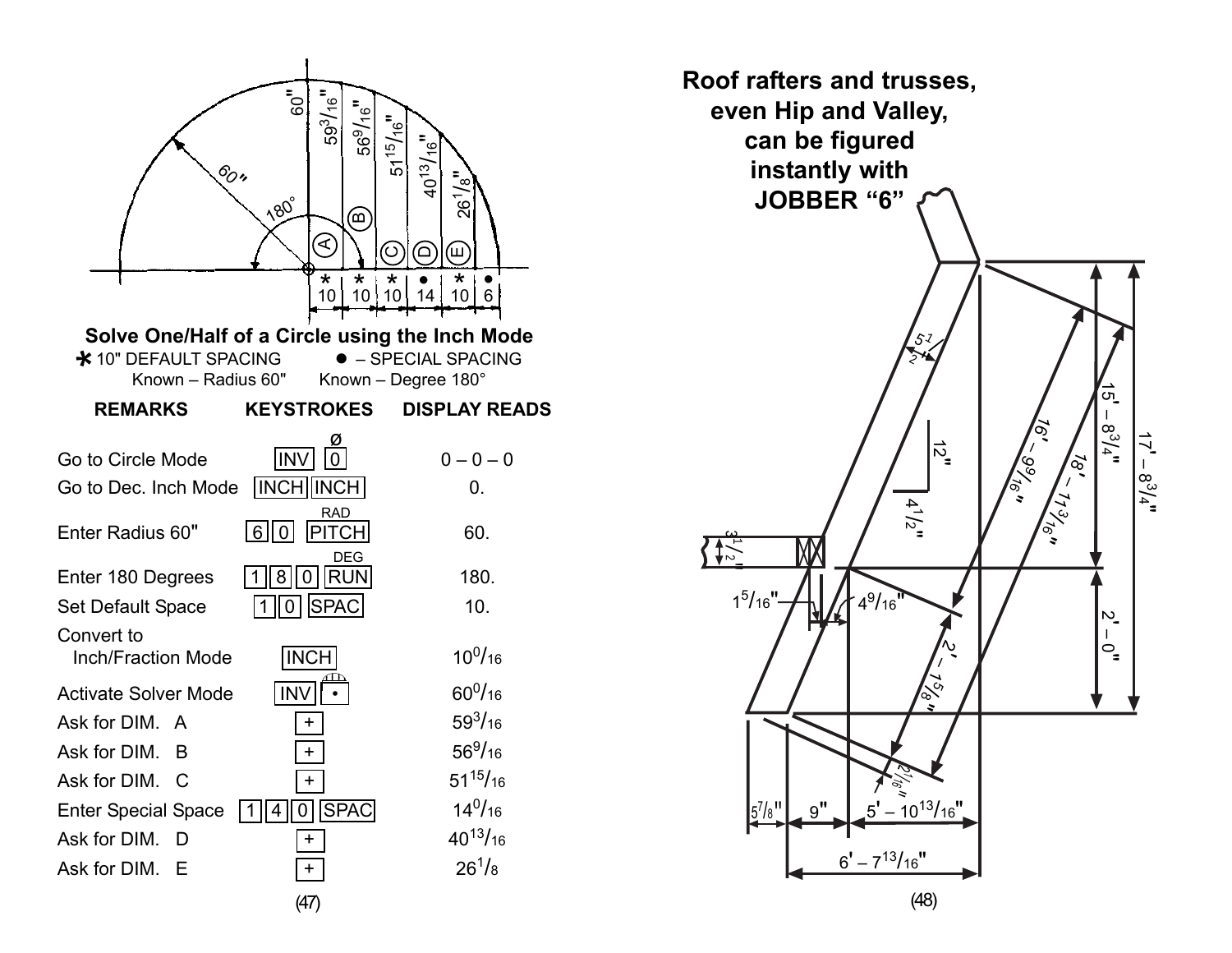## Solve One/Half of a Circle using the Inch Mode

\* 10" DEFAULT SPACING &nbsp;&nbsp;&nbsp;&nbsp; ● – SPECIAL SPACING

Known – Radius 60" &nbsp;&nbsp;&nbsp;&nbsp; Known – Degree 180°

| REMARKS | KEYSTROKES | DISPLAY READS |
|---|---|---|
| Go to Circle Mode | INV 0 (Ø) | 0 – 0 – 0 |
| Go to Dec. Inch Mode | INCH INCH | 0. |
| Enter Radius 60" | 6 0 PITCH (RAD) | 60. |
| Enter 180 Degrees | 1 8 0 RUN (DEG) | 180. |
| Set Default Space | 1 0 SPAC | 10. |
| Convert to Inch/Fraction Mode | INCH | $10^0/_{16}$ |
| Activate Solver Mode | INV • | $60^0/_{16}$ |
| Ask for DIM. A | + | $59^3/_{16}$ |
| Ask for DIM. B | + | $56^9/_{16}$ |
| Ask for DIM. C | + | $51^{15}/_{16}$ |
| Enter Special Space | 1 4 0 SPAC | $14^0/_{16}$ |
| Ask for DIM. D | + | $40^{13}/_{16}$ |
| Ask for DIM. E | + | $26^1/_8$ |

**Roof rafters and trusses, even Hip and Valley, can be figured instantly with JOBBER "6"**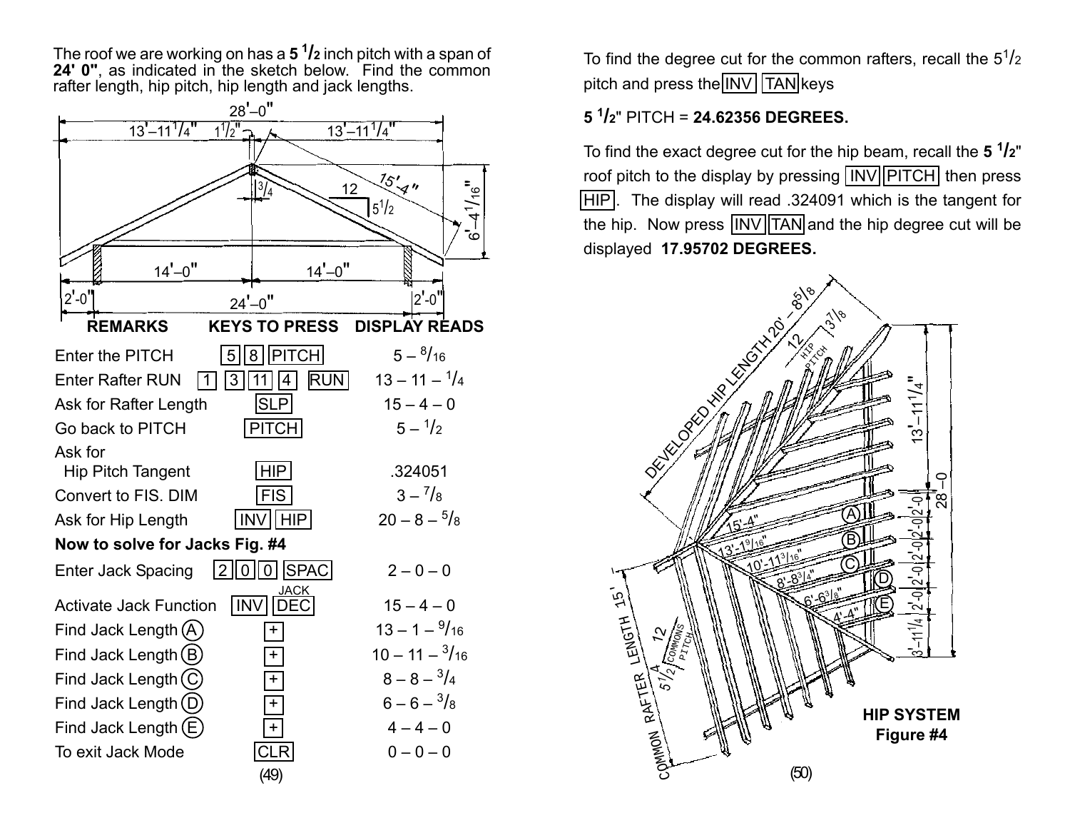The roof we are working on has a **5 $^1/_2$** inch pitch with a span of **24' 0"**, as indicated in the sketch below. Find the common rafter length, hip pitch, hip length and jack lengths.

| REMARKS | KEYS TO PRESS | DISPLAY READS |
|---|---|---|
| Enter the PITCH | 5 8 PITCH | 5 – $^8/_{16}$ |
| Enter Rafter RUN | 1 3 11 4 RUN | 13 – 11 – $^1/_4$ |
| Ask for Rafter Length | SLP | 15 – 4 – 0 |
| Go back to PITCH | PITCH | 5 – $^1/_2$ |
| Ask for Hip Pitch Tangent | HIP | .324051 |
| Convert to FIS. DIM | FIS | 3 – $^7/_8$ |
| Ask for Hip Length | INV HIP | 20 – 8 – $^5/_8$ |
| **Now to solve for Jacks Fig. #4** | | |
| Enter Jack Spacing | 2 0 0 SPAC | 2 – 0 – 0 |
| Activate Jack Function | INV JACK DEC | 15 – 4 – 0 |
| Find Jack Length (A) | + | 13 – 1 – $^9/_{16}$ |
| Find Jack Length (B) | + | 10 – 11 – $^3/_{16}$ |
| Find Jack Length (C) | + | 8 – 8 – $^3/_4$ |
| Find Jack Length (D) | + | 6 – 6 – $^3/_8$ |
| Find Jack Length (E) | + | 4 – 4 – 0 |
| To exit Jack Mode | CLR | 0 – 0 – 0 |

To find the degree cut for the common rafters, recall the 5$^1/_2$ pitch and press the INV TAN keys

**5 $^1/_2$" PITCH = 24.62356 DEGREES.**

To find the exact degree cut for the hip beam, recall the **5 $^1/_2$"** roof pitch to the display by pressing INV PITCH then press HIP. The display will read .324091 which is the tangent for the hip. Now press INV TAN and the hip degree cut will be displayed **17.95702 DEGREES.**

**HIP SYSTEM**
**Figure #4**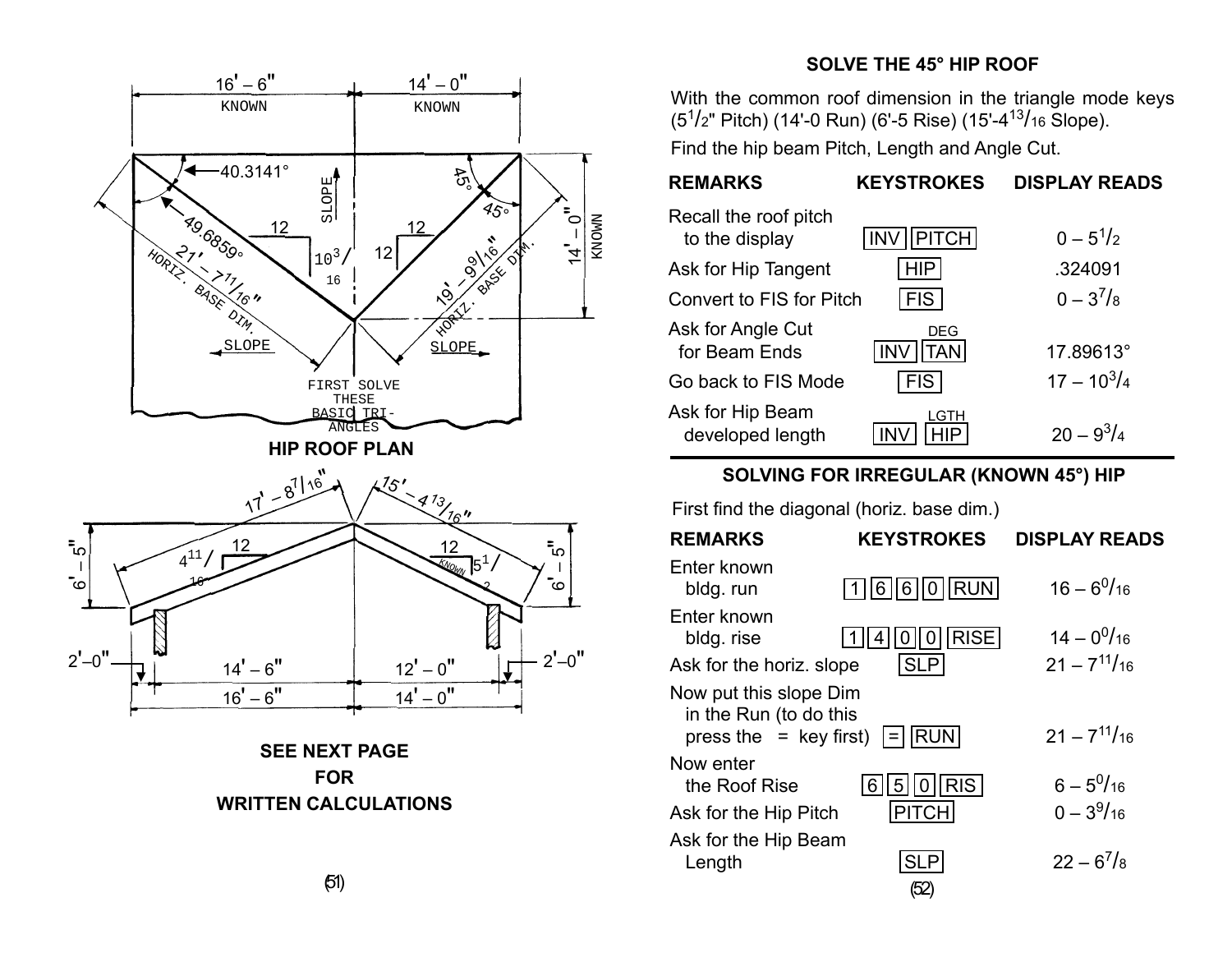HIP ROOF PLAN

SEE NEXT PAGE
FOR
WRITTEN CALCULATIONS

## SOLVE THE 45° HIP ROOF

With the common roof dimension in the triangle mode keys ($5^1/_2$" Pitch) (14'-0 Run) (6'-5 Rise) (15'-$4^{13}/_{16}$ Slope).

Find the hip beam Pitch, Length and Angle Cut.

| REMARKS | KEYSTROKES | DISPLAY READS |
|---|---|---|
| Recall the roof pitch to the display | INV PITCH | 0 – $5^1/_2$ |
| Ask for Hip Tangent | HIP | .324091 |
| Convert to FIS for Pitch | FIS | 0 – $3^7/_8$ |
| Ask for Angle Cut for Beam Ends | INV TAN (DEG) | 17.89613° |
| Go back to FIS Mode | FIS | 17 – $10^3/_4$ |
| Ask for Hip Beam developed length | INV HIP (LGTH) | 20 – $9^3/_4$ |

## SOLVING FOR IRREGULAR (KNOWN 45°) HIP

First find the diagonal (horiz. base dim.)

| REMARKS | KEYSTROKES | DISPLAY READS |
|---|---|---|
| Enter known bldg. run | 1 6 6 0 RUN | 16 – $6^0/_{16}$ |
| Enter known bldg. rise | 1 4 0 0 RISE | 14 – $0^0/_{16}$ |
| Ask for the horiz. slope | SLP | 21 – $7^{11}/_{16}$ |
| Now put this slope Dim in the Run (to do this press the = key first) | = RUN | 21 – $7^{11}/_{16}$ |
| Now enter the Roof Rise | 6 5 0 RIS | 6 – $5^0/_{16}$ |
| Ask for the Hip Pitch | PITCH | 0 – $3^9/_{16}$ |
| Ask for the Hip Beam Length | SLP | 22 – $6^7/_8$ |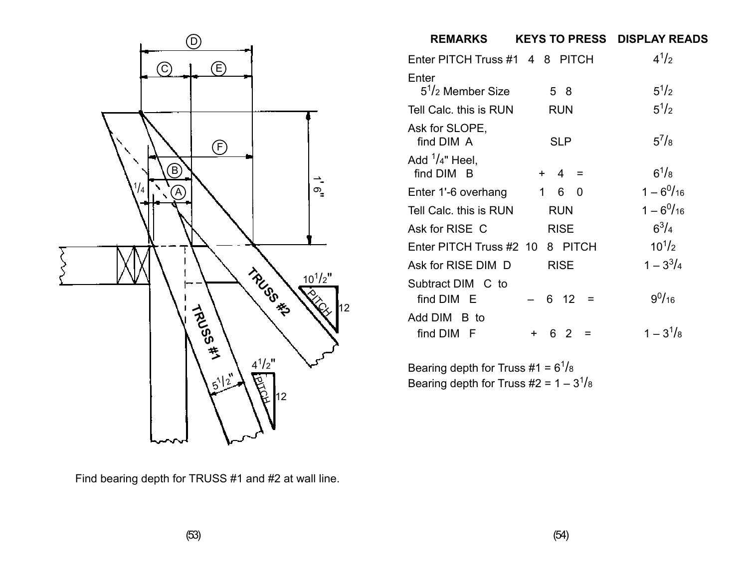Find bearing depth for TRUSS #1 and #2 at wall line.

| REMARKS | KEYS TO PRESS | DISPLAY READS |
|---|---|---|
| Enter PITCH Truss #1 | 4 8 PITCH | $4^1/_2$ |
| Enter $5^1/_2$ Member Size | 5 8 | $5^1/_2$ |
| Tell Calc. this is RUN | RUN | $5^1/_2$ |
| Ask for SLOPE, find DIM A | SLP | $5^7/_8$ |
| Add $^1/_4$" Heel, find DIM B | + 4 = | $6^1/_8$ |
| Enter 1'-6 overhang | 1 6 0 | $1 - 6^0/_{16}$ |
| Tell Calc. this is RUN | RUN | $1 - 6^0/_{16}$ |
| Ask for RISE C | RISE | $6^3/_4$ |
| Enter PITCH Truss #2 | 10 8 PITCH | $10^1/_2$ |
| Ask for RISE DIM D | RISE | $1 - 3^3/_4$ |
| Subtract DIM C to find DIM E | – 6 12 = | $9^0/_{16}$ |
| Add DIM B to find DIM F | + 6 2 = | $1 - 3^1/_8$ |

Bearing depth for Truss #1 = $6^1/_8$
Bearing depth for Truss #2 = $1 - 3^1/_8$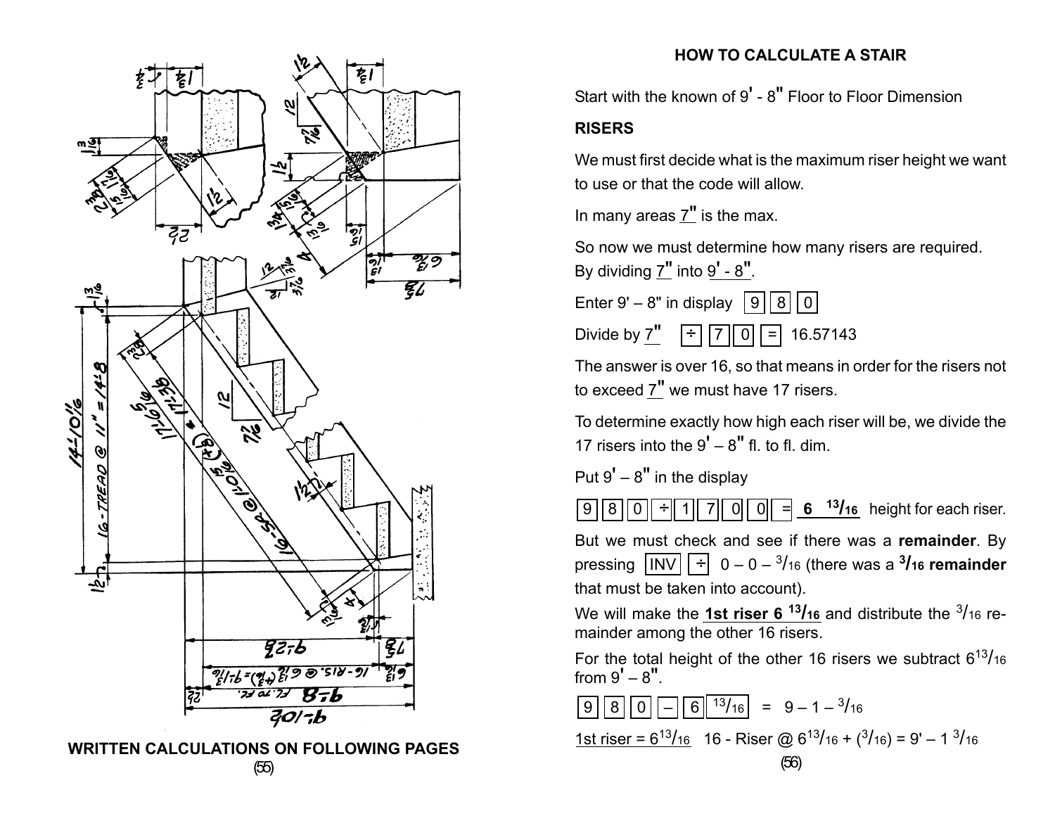WRITTEN CALCULATIONS ON FOLLOWING PAGES

## HOW TO CALCULATE A STAIR

Start with the known of 9' - 8" Floor to Floor Dimension

**RISERS**

We must first decide what is the maximum riser height we want to use or that the code will allow.

In many areas 7" is the max.

So now we must determine how many risers are required. By dividing 7" into 9' - 8".

Enter 9' – 8" in display [9] [8] [0]

Divide by 7" [÷] [7] [0] [=] 16.57143

The answer is over 16, so that means in order for the risers not to exceed 7" we must have 17 risers.

To determine exactly how high each riser will be, we divide the 17 risers into the 9' – 8" fl. to fl. dim.

Put 9' – 8" in the display

[9] [8] [0] [÷] [1] [7] [0] [0] [=] **6 13/16** height for each riser.

But we must check and see if there was a **remainder**. By pressing [INV] [÷] 0 – 0 – 3/16 (there was a **3/16 remainder** that must be taken into account).

We will make the **1st riser 6 13/16** and distribute the 3/16 remainder among the other 16 risers.

For the total height of the other 16 risers we subtract 6 13/16 from 9' – 8".

[9] [8] [0] [–] [6] [13/16] = 9 – 1 – 3/16

1st riser = 6 13/16   16 - Riser @ 6 13/16 + (3/16) = 9' – 1 3/16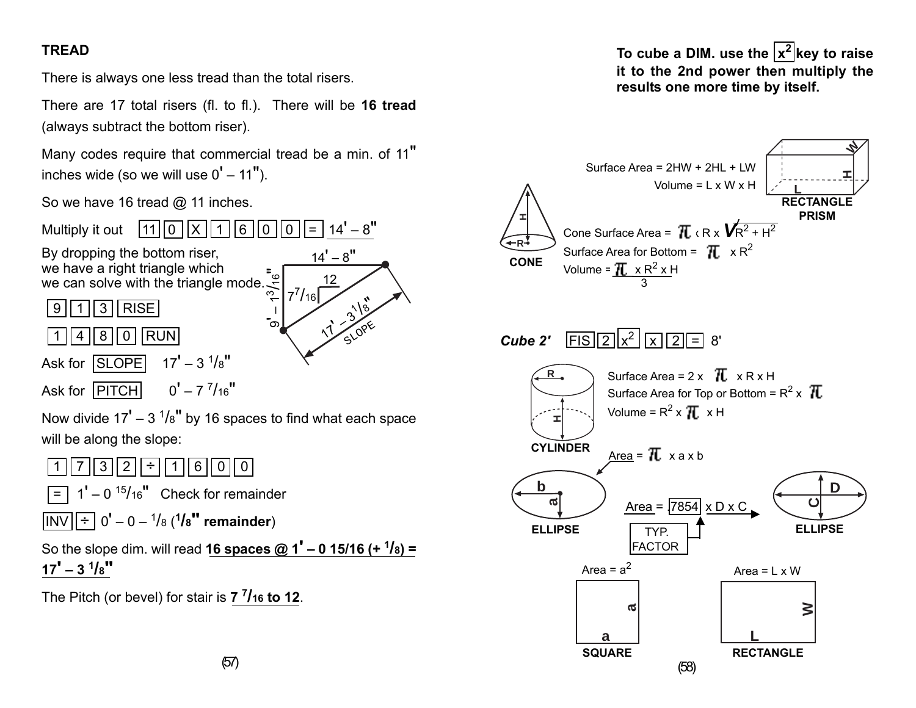## TREAD

There is always one less tread than the total risers.

There are 17 total risers (fl. to fl.). There will be **16 tread** (always subtract the bottom riser).

Many codes require that commercial tread be a min. of 11" inches wide (so we will use 0' – 11").

So we have 16 tread @ 11 inches.

Multiply it out [11] [0] [X] [1] [6] [0] [0] [=] 14' – 8"

By dropping the bottom riser, we have a right triangle which we can solve with the triangle mode.

[9] [1] [3] [RISE]

[1] [4] [8] [0] [RUN]

Ask for [SLOPE] 17' – 3 1/8"

Ask for [PITCH] 0' – 7 7/16"

Now divide 17' – 3 1/8" by 16 spaces to find what each space will be along the slope:

[1] [7] [3] [2] [÷] [1] [6] [0] [0]

[=] 1' – 0 15/16" Check for remainder

[INV] [÷] 0' – 0 – 1/8 (**1/8" remainder**)

So the slope dim. will read **16 spaces @ 1' – 0 15/16 (+ 1/8) = 17' – 3 1/8"**

The Pitch (or bevel) for stair is **7 7/16 to 12**.

**To cube a DIM. use the [$x^2$] key to raise it to the 2nd power then multiply the results one more time by itself.**

**RECTANGLE PRISM**

Surface Area = 2HW + 2HL + LW

Volume = L x W x H

**CONE**

Cone Surface Area = $\pi$ x R x $\sqrt{R^2 + H^2}$

Surface Area for Bottom = $\pi$ x $R^2$

Volume = $\frac{\pi \times R^2 \times H}{3}$

***Cube 2'*** [FIS] [2] [$x^2$] [x] [2] [=] 8'

**CYLINDER**

Surface Area = 2 x $\pi$ x R x H

Surface Area for Top or Bottom = $R^2$ x $\pi$

Volume = $R^2$ x $\pi$ x H

**ELLIPSE**

Area = $\pi$ x a x b

**ELLIPSE**

Area = [.7854] x D x C (TYP. FACTOR)

**SQUARE**

Area = $a^2$

**RECTANGLE**

Area = L x W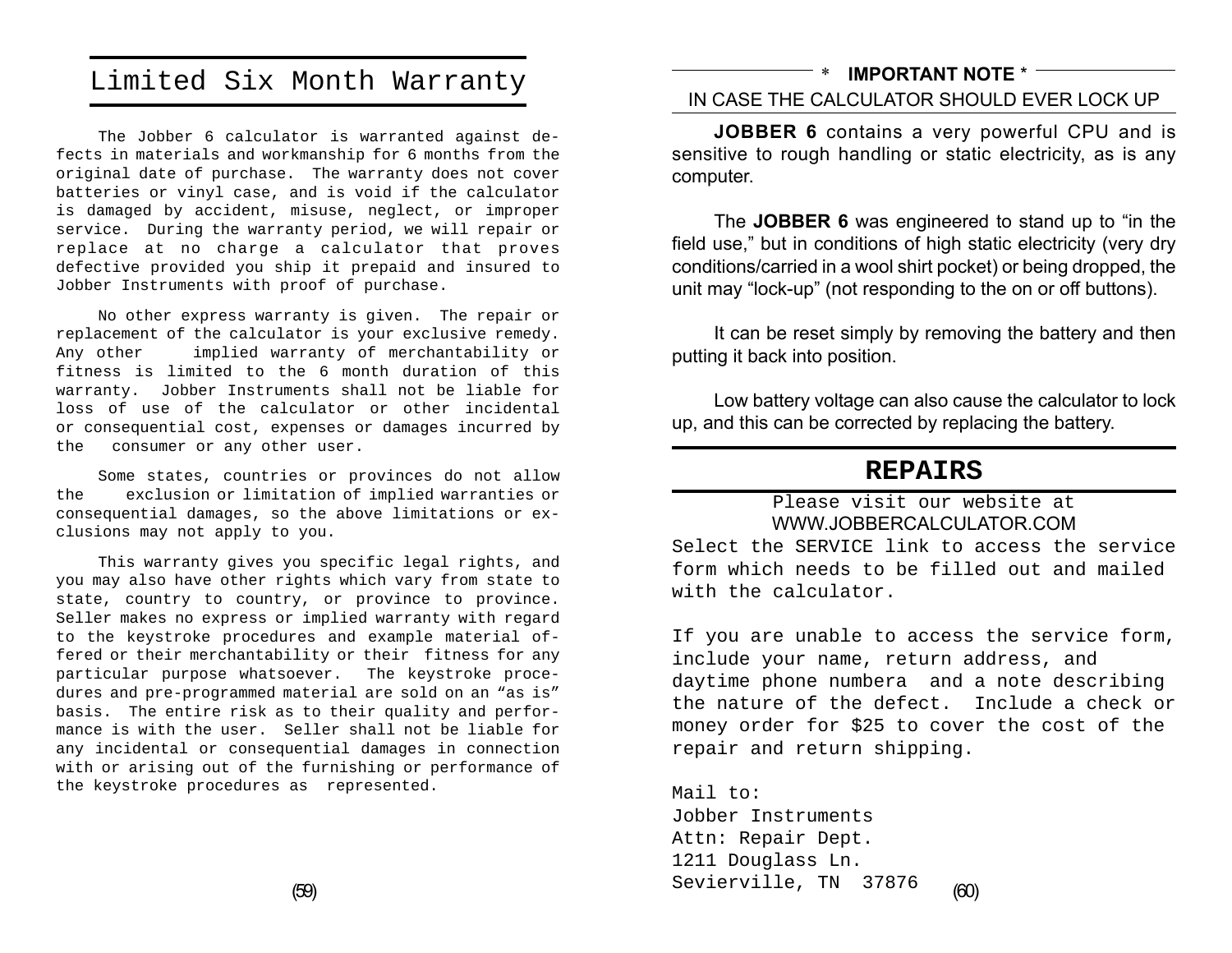# Limited Six Month Warranty

The Jobber 6 calculator is warranted against defects in materials and workmanship for 6 months from the original date of purchase. The warranty does not cover batteries or vinyl case, and is void if the calculator is damaged by accident, misuse, neglect, or improper service. During the warranty period, we will repair or replace at no charge a calculator that proves defective provided you ship it prepaid and insured to Jobber Instruments with proof of purchase.

No other express warranty is given. The repair or replacement of the calculator is your exclusive remedy. Any other implied warranty of merchantability or fitness is limited to the 6 month duration of this warranty. Jobber Instruments shall not be liable for loss of use of the calculator or other incidental or consequential cost, expenses or damages incurred by the consumer or any other user.

Some states, countries or provinces do not allow the exclusion or limitation of implied warranties or consequential damages, so the above limitations or exclusions may not apply to you.

This warranty gives you specific legal rights, and you may also have other rights which vary from state to state, country to country, or province to province. Seller makes no express or implied warranty with regard to the keystroke procedures and example material offered or their merchantability or their fitness for any particular purpose whatsoever. The keystroke procedures and pre-programmed material are sold on an "as is" basis. The entire risk as to their quality and performance is with the user. Seller shall not be liable for any incidental or consequential damages in connection with or arising out of the furnishing or performance of the keystroke procedures as represented.

\* **IMPORTANT NOTE** \*

IN CASE THE CALCULATOR SHOULD EVER LOCK UP

**JOBBER 6** contains a very powerful CPU and is sensitive to rough handling or static electricity, as is any computer.

The **JOBBER 6** was engineered to stand up to "in the field use," but in conditions of high static electricity (very dry conditions/carried in a wool shirt pocket) or being dropped, the unit may "lock-up" (not responding to the on or off buttons).

It can be reset simply by removing the battery and then putting it back into position.

Low battery voltage can also cause the calculator to lock up, and this can be corrected by replacing the battery.

## REPAIRS

Please visit our website at
WWW.JOBBERCALCULATOR.COM

Select the SERVICE link to access the service form which needs to be filled out and mailed with the calculator.

If you are unable to access the service form, include your name, return address, and daytime phone numbera and a note describing the nature of the defect. Include a check or money order for $25 to cover the cost of the repair and return shipping.

Mail to:
Jobber Instruments
Attn: Repair Dept.
1211 Douglass Ln.
Sevierville, TN 37876